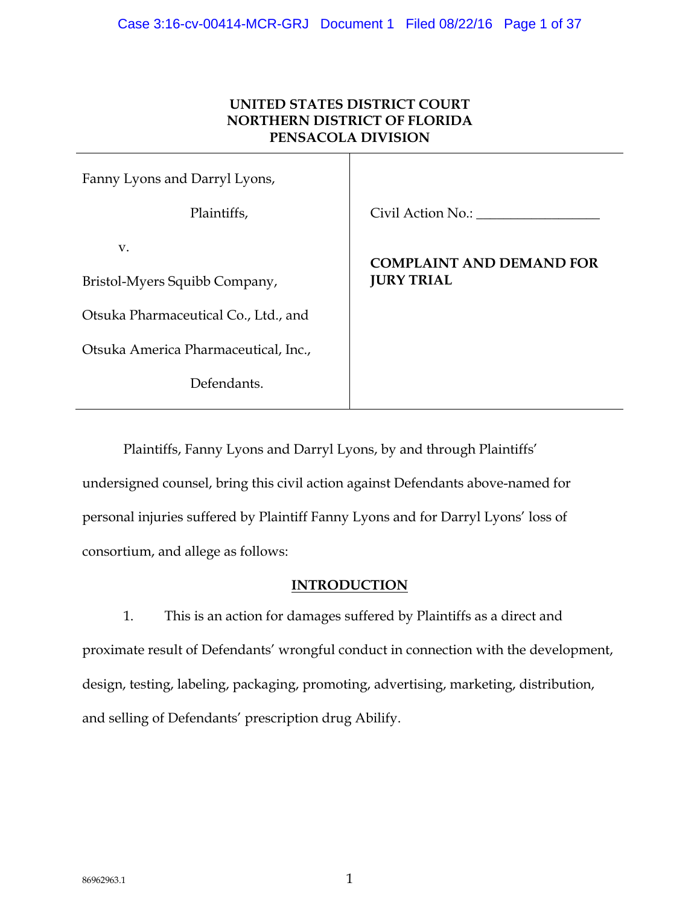**UNITED STATES DISTRICT COURT**
**NORTHERN DISTRICT OF FLORIDA**
**PENSACOLA DIVISION**

| | |
|---|---|
| Fanny Lyons and Darryl Lyons,<br><br>Plaintiffs,<br><br>v.<br><br>Bristol-Myers Squibb Company,<br><br>Otsuka Pharmaceutical Co., Ltd., and<br><br>Otsuka America Pharmaceutical, Inc.,<br><br>Defendants. | Civil Action No.: _________________<br><br>**COMPLAINT AND DEMAND FOR JURY TRIAL** |

Plaintiffs, Fanny Lyons and Darryl Lyons, by and through Plaintiffs' undersigned counsel, bring this civil action against Defendants above-named for personal injuries suffered by Plaintiff Fanny Lyons and for Darryl Lyons' loss of consortium, and allege as follows:

## INTRODUCTION

1. This is an action for damages suffered by Plaintiffs as a direct and proximate result of Defendants' wrongful conduct in connection with the development, design, testing, labeling, packaging, promoting, advertising, marketing, distribution, and selling of Defendants' prescription drug Abilify.

86962963.1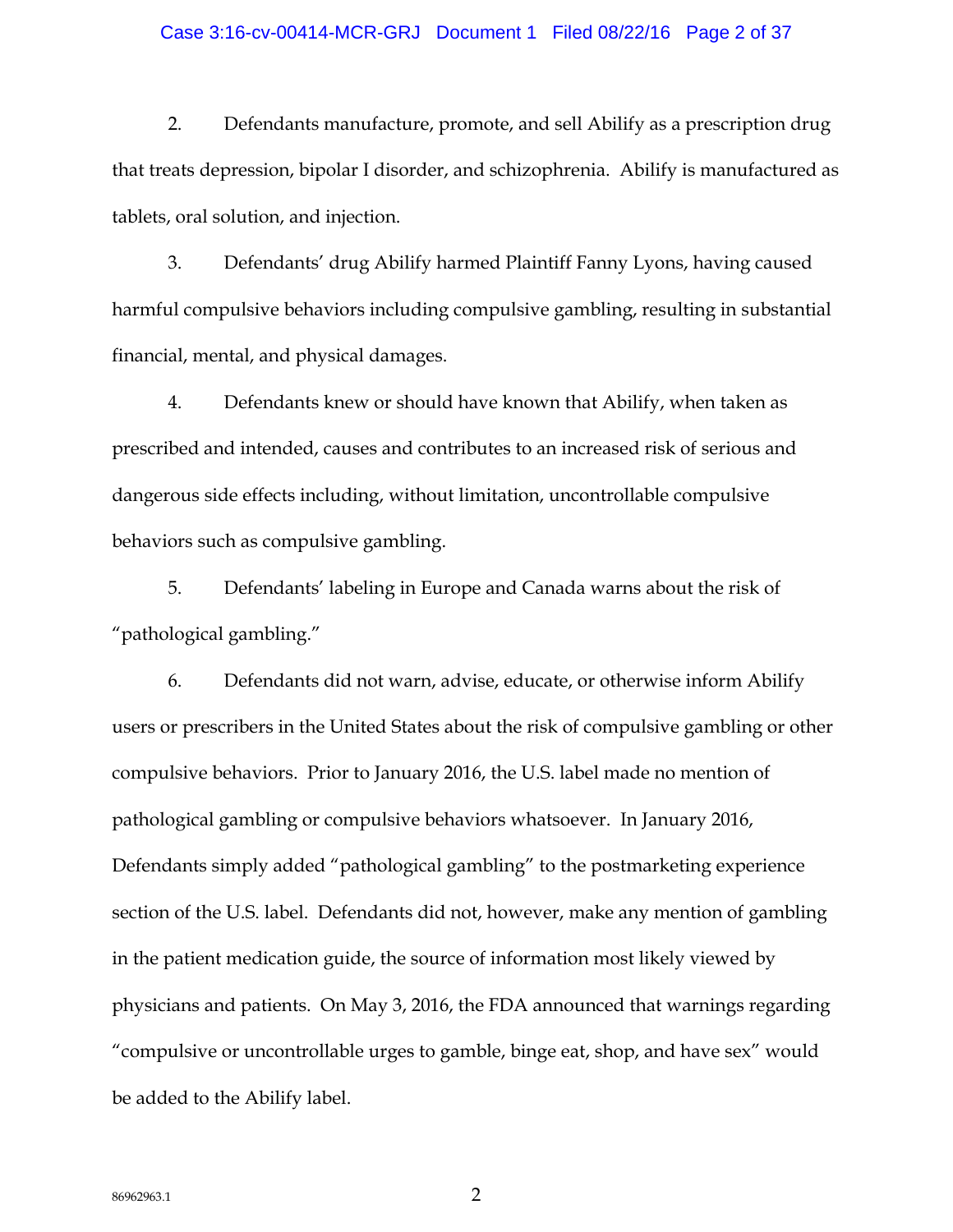2. Defendants manufacture, promote, and sell Abilify as a prescription drug that treats depression, bipolar I disorder, and schizophrenia. Abilify is manufactured as tablets, oral solution, and injection.

3. Defendants' drug Abilify harmed Plaintiff Fanny Lyons, having caused harmful compulsive behaviors including compulsive gambling, resulting in substantial financial, mental, and physical damages.

4. Defendants knew or should have known that Abilify, when taken as prescribed and intended, causes and contributes to an increased risk of serious and dangerous side effects including, without limitation, uncontrollable compulsive behaviors such as compulsive gambling.

5. Defendants' labeling in Europe and Canada warns about the risk of "pathological gambling."

6. Defendants did not warn, advise, educate, or otherwise inform Abilify users or prescribers in the United States about the risk of compulsive gambling or other compulsive behaviors. Prior to January 2016, the U.S. label made no mention of pathological gambling or compulsive behaviors whatsoever. In January 2016, Defendants simply added "pathological gambling" to the postmarketing experience section of the U.S. label. Defendants did not, however, make any mention of gambling in the patient medication guide, the source of information most likely viewed by physicians and patients. On May 3, 2016, the FDA announced that warnings regarding "compulsive or uncontrollable urges to gamble, binge eat, shop, and have sex" would be added to the Abilify label.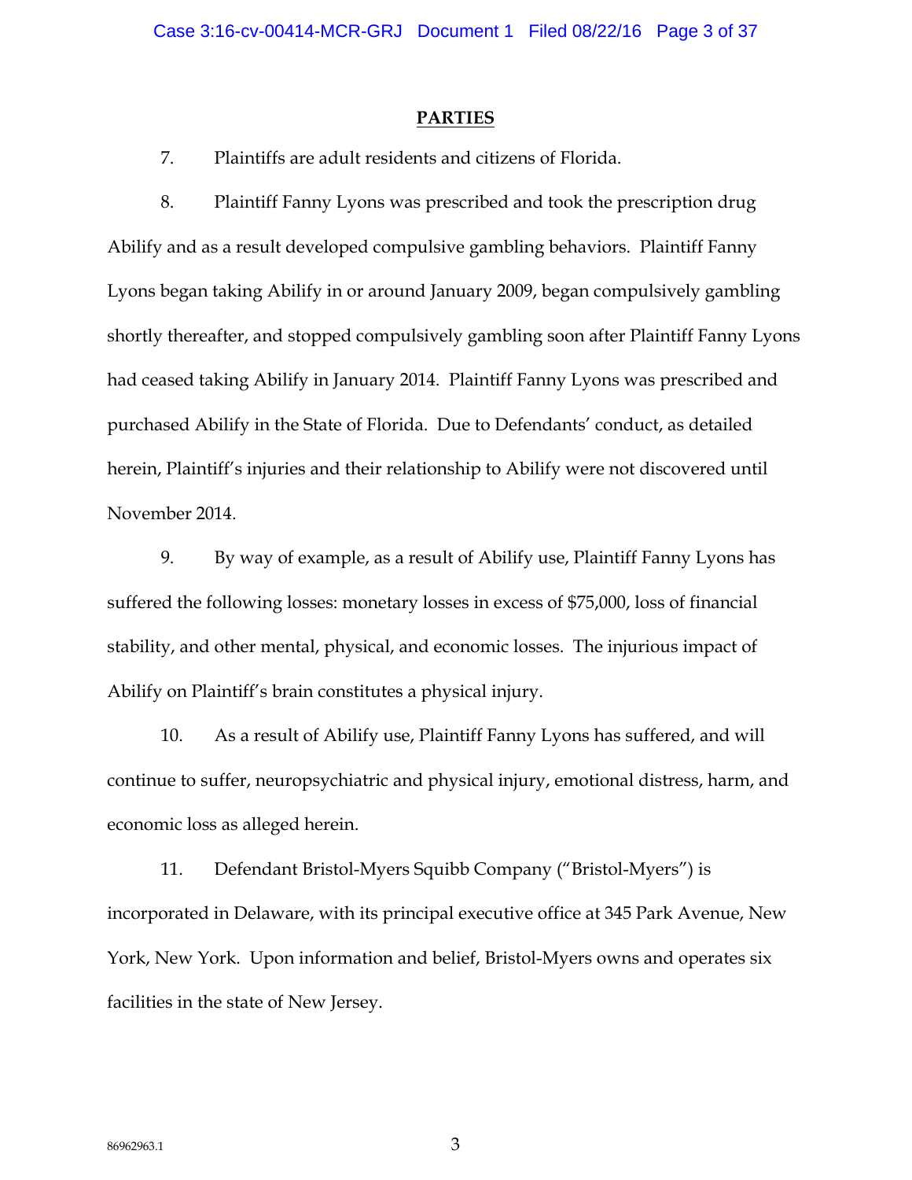## PARTIES

7. Plaintiffs are adult residents and citizens of Florida.

8. Plaintiff Fanny Lyons was prescribed and took the prescription drug Abilify and as a result developed compulsive gambling behaviors. Plaintiff Fanny Lyons began taking Abilify in or around January 2009, began compulsively gambling shortly thereafter, and stopped compulsively gambling soon after Plaintiff Fanny Lyons had ceased taking Abilify in January 2014. Plaintiff Fanny Lyons was prescribed and purchased Abilify in the State of Florida. Due to Defendants' conduct, as detailed herein, Plaintiff's injuries and their relationship to Abilify were not discovered until November 2014.

9. By way of example, as a result of Abilify use, Plaintiff Fanny Lyons has suffered the following losses: monetary losses in excess of $75,000, loss of financial stability, and other mental, physical, and economic losses. The injurious impact of Abilify on Plaintiff's brain constitutes a physical injury.

10. As a result of Abilify use, Plaintiff Fanny Lyons has suffered, and will continue to suffer, neuropsychiatric and physical injury, emotional distress, harm, and economic loss as alleged herein.

11. Defendant Bristol-Myers Squibb Company ("Bristol-Myers") is incorporated in Delaware, with its principal executive office at 345 Park Avenue, New York, New York. Upon information and belief, Bristol-Myers owns and operates six facilities in the state of New Jersey.

86962963.1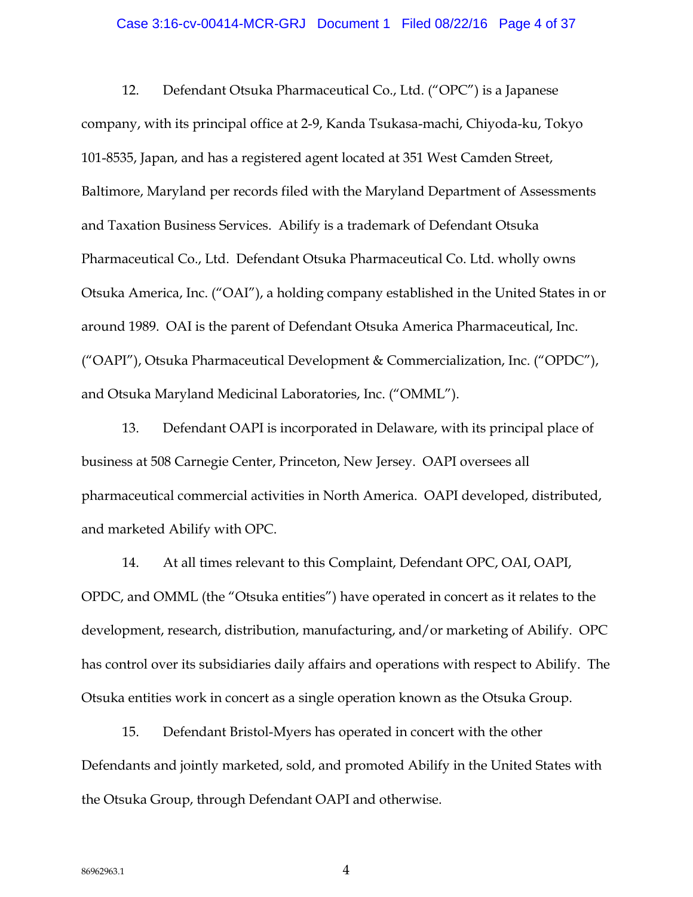12. Defendant Otsuka Pharmaceutical Co., Ltd. ("OPC") is a Japanese company, with its principal office at 2-9, Kanda Tsukasa-machi, Chiyoda-ku, Tokyo 101-8535, Japan, and has a registered agent located at 351 West Camden Street, Baltimore, Maryland per records filed with the Maryland Department of Assessments and Taxation Business Services. Abilify is a trademark of Defendant Otsuka Pharmaceutical Co., Ltd. Defendant Otsuka Pharmaceutical Co. Ltd. wholly owns Otsuka America, Inc. ("OAI"), a holding company established in the United States in or around 1989. OAI is the parent of Defendant Otsuka America Pharmaceutical, Inc. ("OAPI"), Otsuka Pharmaceutical Development & Commercialization, Inc. ("OPDC"), and Otsuka Maryland Medicinal Laboratories, Inc. ("OMML").

13. Defendant OAPI is incorporated in Delaware, with its principal place of business at 508 Carnegie Center, Princeton, New Jersey. OAPI oversees all pharmaceutical commercial activities in North America. OAPI developed, distributed, and marketed Abilify with OPC.

14. At all times relevant to this Complaint, Defendant OPC, OAI, OAPI, OPDC, and OMML (the "Otsuka entities") have operated in concert as it relates to the development, research, distribution, manufacturing, and/or marketing of Abilify. OPC has control over its subsidiaries daily affairs and operations with respect to Abilify. The Otsuka entities work in concert as a single operation known as the Otsuka Group.

15. Defendant Bristol-Myers has operated in concert with the other Defendants and jointly marketed, sold, and promoted Abilify in the United States with the Otsuka Group, through Defendant OAPI and otherwise.

86962963.1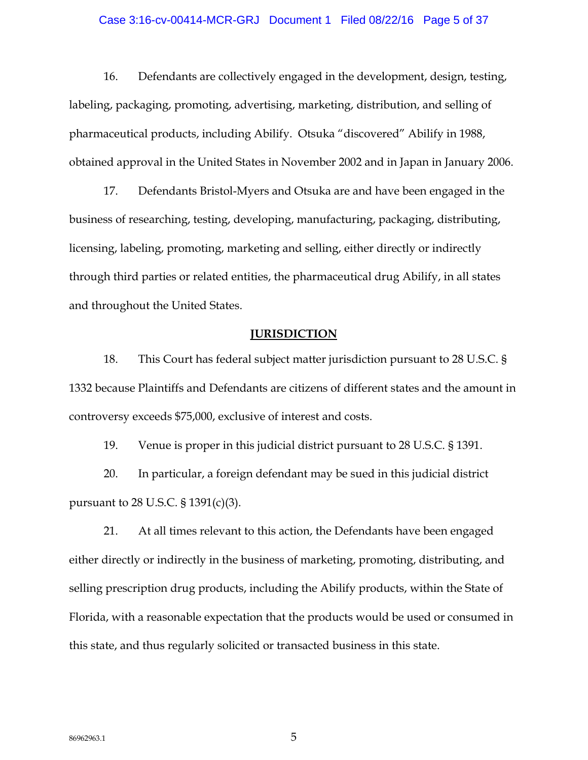16. Defendants are collectively engaged in the development, design, testing, labeling, packaging, promoting, advertising, marketing, distribution, and selling of pharmaceutical products, including Abilify. Otsuka "discovered" Abilify in 1988, obtained approval in the United States in November 2002 and in Japan in January 2006.

17. Defendants Bristol-Myers and Otsuka are and have been engaged in the business of researching, testing, developing, manufacturing, packaging, distributing, licensing, labeling, promoting, marketing and selling, either directly or indirectly through third parties or related entities, the pharmaceutical drug Abilify, in all states and throughout the United States.

## JURISDICTION

18. This Court has federal subject matter jurisdiction pursuant to 28 U.S.C. § 1332 because Plaintiffs and Defendants are citizens of different states and the amount in controversy exceeds $75,000, exclusive of interest and costs.

19. Venue is proper in this judicial district pursuant to 28 U.S.C. § 1391.

20. In particular, a foreign defendant may be sued in this judicial district pursuant to 28 U.S.C. § 1391(c)(3).

21. At all times relevant to this action, the Defendants have been engaged either directly or indirectly in the business of marketing, promoting, distributing, and selling prescription drug products, including the Abilify products, within the State of Florida, with a reasonable expectation that the products would be used or consumed in this state, and thus regularly solicited or transacted business in this state.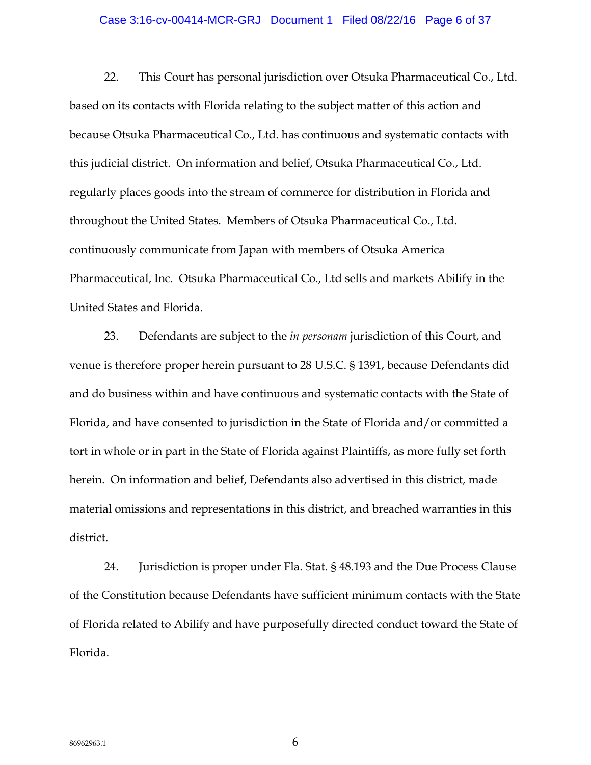22. This Court has personal jurisdiction over Otsuka Pharmaceutical Co., Ltd. based on its contacts with Florida relating to the subject matter of this action and because Otsuka Pharmaceutical Co., Ltd. has continuous and systematic contacts with this judicial district. On information and belief, Otsuka Pharmaceutical Co., Ltd. regularly places goods into the stream of commerce for distribution in Florida and throughout the United States. Members of Otsuka Pharmaceutical Co., Ltd. continuously communicate from Japan with members of Otsuka America Pharmaceutical, Inc. Otsuka Pharmaceutical Co., Ltd sells and markets Abilify in the United States and Florida.

23. Defendants are subject to the *in personam* jurisdiction of this Court, and venue is therefore proper herein pursuant to 28 U.S.C. § 1391, because Defendants did and do business within and have continuous and systematic contacts with the State of Florida, and have consented to jurisdiction in the State of Florida and/or committed a tort in whole or in part in the State of Florida against Plaintiffs, as more fully set forth herein. On information and belief, Defendants also advertised in this district, made material omissions and representations in this district, and breached warranties in this district.

24. Jurisdiction is proper under Fla. Stat. § 48.193 and the Due Process Clause of the Constitution because Defendants have sufficient minimum contacts with the State of Florida related to Abilify and have purposefully directed conduct toward the State of Florida.

86962963.1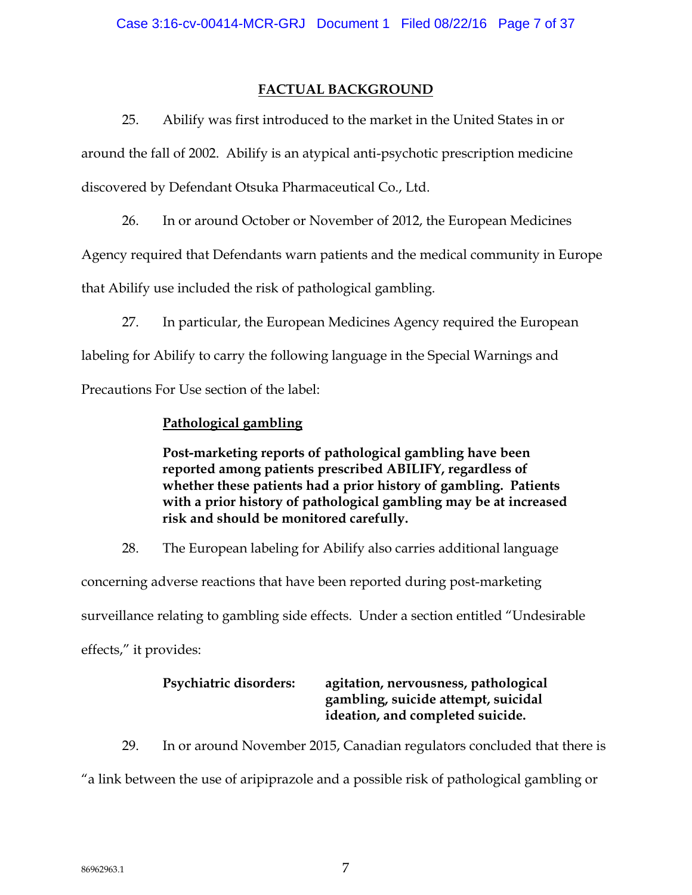## FACTUAL BACKGROUND

25. Abilify was first introduced to the market in the United States in or around the fall of 2002. Abilify is an atypical anti-psychotic prescription medicine discovered by Defendant Otsuka Pharmaceutical Co., Ltd.

26. In or around October or November of 2012, the European Medicines Agency required that Defendants warn patients and the medical community in Europe that Abilify use included the risk of pathological gambling.

27. In particular, the European Medicines Agency required the European labeling for Abilify to carry the following language in the Special Warnings and Precautions For Use section of the label:

> **Pathological gambling**
>
> **Post-marketing reports of pathological gambling have been reported among patients prescribed ABILIFY, regardless of whether these patients had a prior history of gambling. Patients with a prior history of pathological gambling may be at increased risk and should be monitored carefully.**

28. The European labeling for Abilify also carries additional language concerning adverse reactions that have been reported during post-marketing surveillance relating to gambling side effects. Under a section entitled "Undesirable effects," it provides:

> **Psychiatric disorders:** **agitation, nervousness, pathological gambling, suicide attempt, suicidal ideation, and completed suicide.**

29. In or around November 2015, Canadian regulators concluded that there is "a link between the use of aripiprazole and a possible risk of pathological gambling or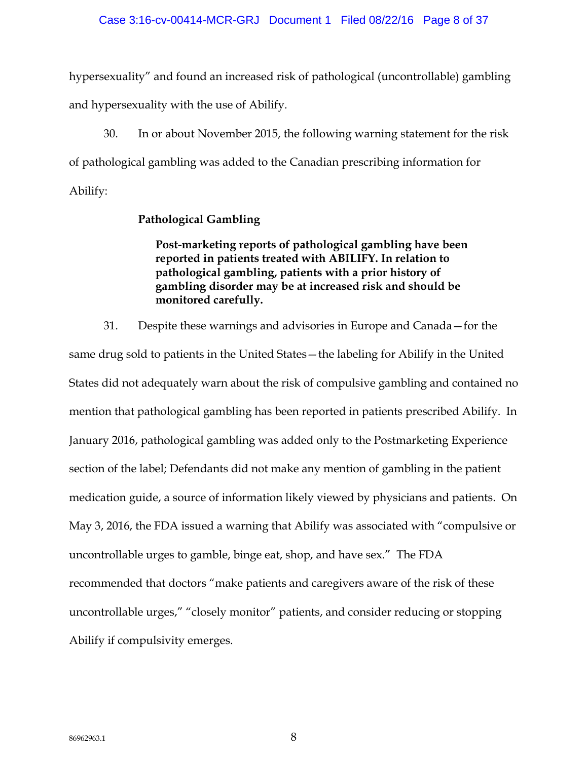hypersexuality" and found an increased risk of pathological (uncontrollable) gambling and hypersexuality with the use of Abilify.

30. In or about November 2015, the following warning statement for the risk of pathological gambling was added to the Canadian prescribing information for Abilify:

> **Pathological Gambling**
>
> **Post-marketing reports of pathological gambling have been reported in patients treated with ABILIFY. In relation to pathological gambling, patients with a prior history of gambling disorder may be at increased risk and should be monitored carefully.**

31. Despite these warnings and advisories in Europe and Canada—for the same drug sold to patients in the United States—the labeling for Abilify in the United States did not adequately warn about the risk of compulsive gambling and contained no mention that pathological gambling has been reported in patients prescribed Abilify. In January 2016, pathological gambling was added only to the Postmarketing Experience section of the label; Defendants did not make any mention of gambling in the patient medication guide, a source of information likely viewed by physicians and patients. On May 3, 2016, the FDA issued a warning that Abilify was associated with "compulsive or uncontrollable urges to gamble, binge eat, shop, and have sex." The FDA recommended that doctors "make patients and caregivers aware of the risk of these uncontrollable urges," "closely monitor" patients, and consider reducing or stopping Abilify if compulsivity emerges.

86962963.1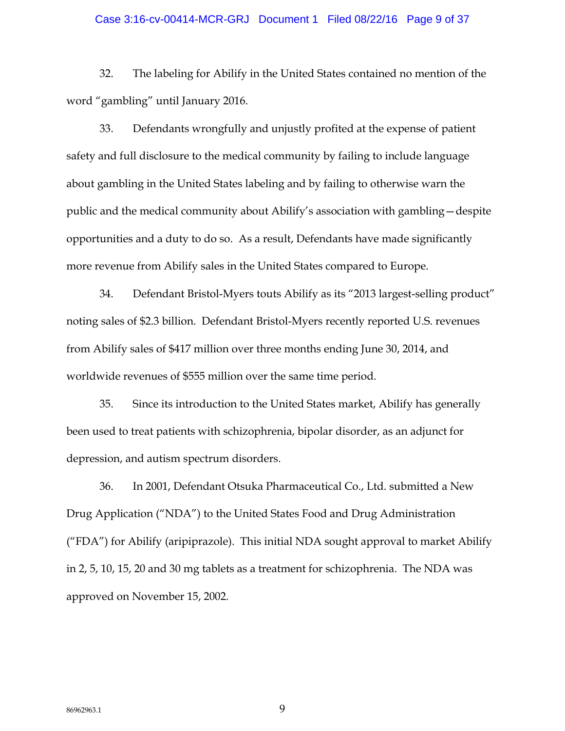32. The labeling for Abilify in the United States contained no mention of the word "gambling" until January 2016.

33. Defendants wrongfully and unjustly profited at the expense of patient safety and full disclosure to the medical community by failing to include language about gambling in the United States labeling and by failing to otherwise warn the public and the medical community about Abilify's association with gambling—despite opportunities and a duty to do so. As a result, Defendants have made significantly more revenue from Abilify sales in the United States compared to Europe.

34. Defendant Bristol-Myers touts Abilify as its "2013 largest-selling product" noting sales of $2.3 billion. Defendant Bristol-Myers recently reported U.S. revenues from Abilify sales of $417 million over three months ending June 30, 2014, and worldwide revenues of $555 million over the same time period.

35. Since its introduction to the United States market, Abilify has generally been used to treat patients with schizophrenia, bipolar disorder, as an adjunct for depression, and autism spectrum disorders.

36. In 2001, Defendant Otsuka Pharmaceutical Co., Ltd. submitted a New Drug Application ("NDA") to the United States Food and Drug Administration ("FDA") for Abilify (aripiprazole). This initial NDA sought approval to market Abilify in 2, 5, 10, 15, 20 and 30 mg tablets as a treatment for schizophrenia. The NDA was approved on November 15, 2002.

86962963.1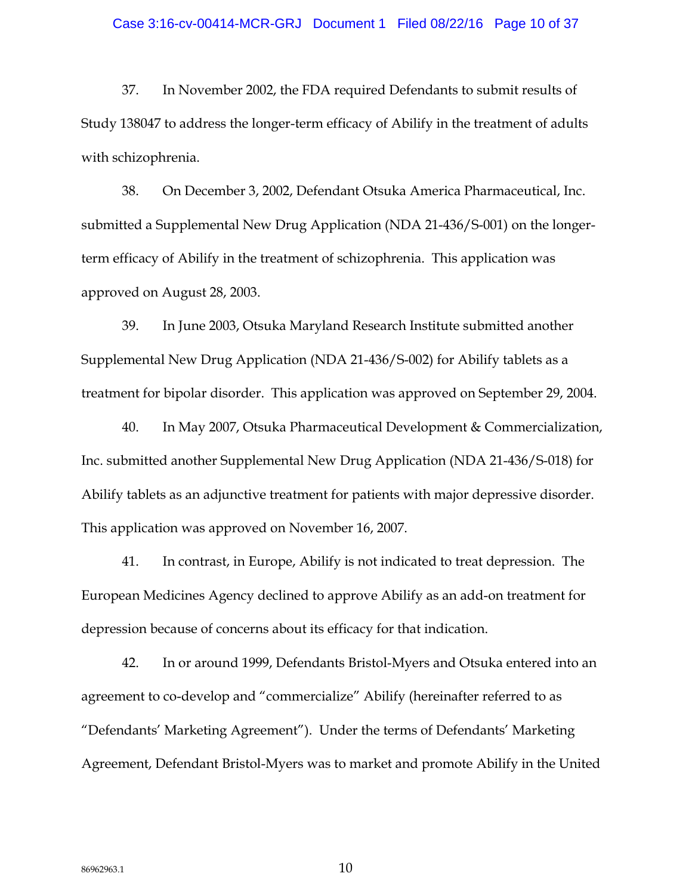37. In November 2002, the FDA required Defendants to submit results of Study 138047 to address the longer-term efficacy of Abilify in the treatment of adults with schizophrenia.

38. On December 3, 2002, Defendant Otsuka America Pharmaceutical, Inc. submitted a Supplemental New Drug Application (NDA 21-436/S-001) on the longer-term efficacy of Abilify in the treatment of schizophrenia. This application was approved on August 28, 2003.

39. In June 2003, Otsuka Maryland Research Institute submitted another Supplemental New Drug Application (NDA 21-436/S-002) for Abilify tablets as a treatment for bipolar disorder. This application was approved on September 29, 2004.

40. In May 2007, Otsuka Pharmaceutical Development & Commercialization, Inc. submitted another Supplemental New Drug Application (NDA 21-436/S-018) for Abilify tablets as an adjunctive treatment for patients with major depressive disorder. This application was approved on November 16, 2007.

41. In contrast, in Europe, Abilify is not indicated to treat depression. The European Medicines Agency declined to approve Abilify as an add-on treatment for depression because of concerns about its efficacy for that indication.

42. In or around 1999, Defendants Bristol-Myers and Otsuka entered into an agreement to co-develop and "commercialize" Abilify (hereinafter referred to as "Defendants' Marketing Agreement"). Under the terms of Defendants' Marketing Agreement, Defendant Bristol-Myers was to market and promote Abilify in the United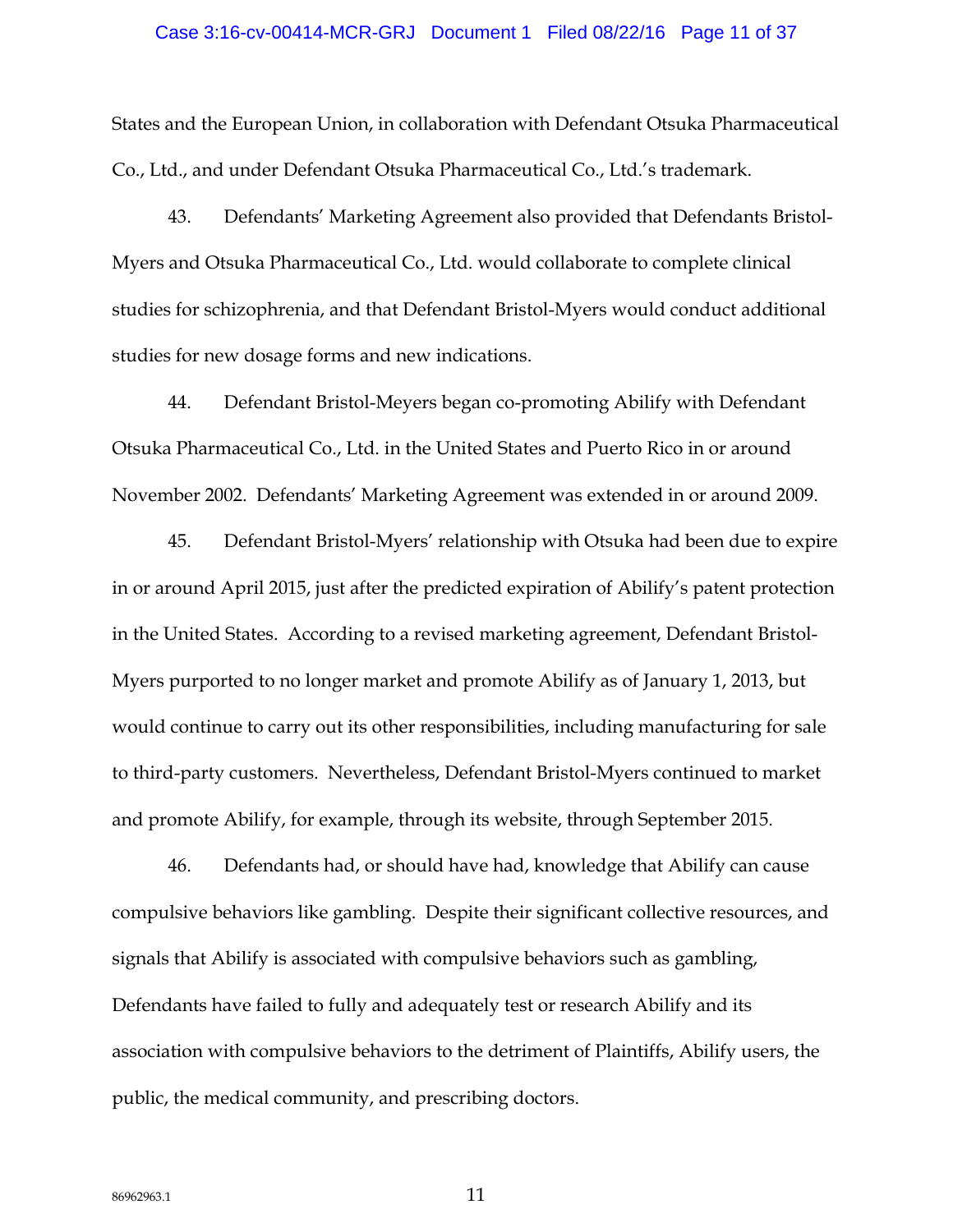States and the European Union, in collaboration with Defendant Otsuka Pharmaceutical Co., Ltd., and under Defendant Otsuka Pharmaceutical Co., Ltd.'s trademark.

43. Defendants' Marketing Agreement also provided that Defendants Bristol-Myers and Otsuka Pharmaceutical Co., Ltd. would collaborate to complete clinical studies for schizophrenia, and that Defendant Bristol-Myers would conduct additional studies for new dosage forms and new indications.

44. Defendant Bristol-Meyers began co-promoting Abilify with Defendant Otsuka Pharmaceutical Co., Ltd. in the United States and Puerto Rico in or around November 2002. Defendants' Marketing Agreement was extended in or around 2009.

45. Defendant Bristol-Myers' relationship with Otsuka had been due to expire in or around April 2015, just after the predicted expiration of Abilify's patent protection in the United States. According to a revised marketing agreement, Defendant Bristol-Myers purported to no longer market and promote Abilify as of January 1, 2013, but would continue to carry out its other responsibilities, including manufacturing for sale to third-party customers. Nevertheless, Defendant Bristol-Myers continued to market and promote Abilify, for example, through its website, through September 2015.

46. Defendants had, or should have had, knowledge that Abilify can cause compulsive behaviors like gambling. Despite their significant collective resources, and signals that Abilify is associated with compulsive behaviors such as gambling, Defendants have failed to fully and adequately test or research Abilify and its association with compulsive behaviors to the detriment of Plaintiffs, Abilify users, the public, the medical community, and prescribing doctors.

86962963.1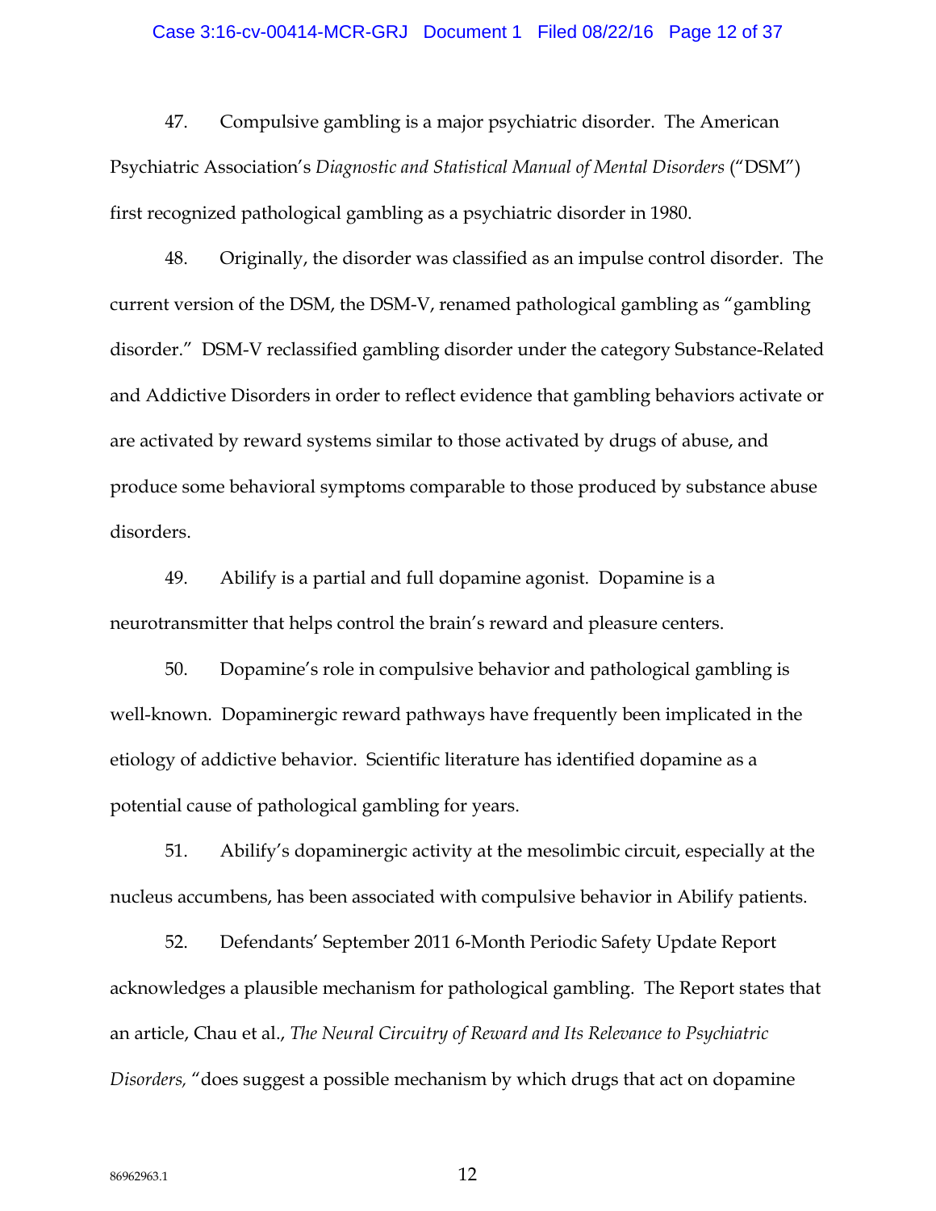47. Compulsive gambling is a major psychiatric disorder. The American Psychiatric Association's *Diagnostic and Statistical Manual of Mental Disorders* ("DSM") first recognized pathological gambling as a psychiatric disorder in 1980.

48. Originally, the disorder was classified as an impulse control disorder. The current version of the DSM, the DSM-V, renamed pathological gambling as "gambling disorder." DSM-V reclassified gambling disorder under the category Substance-Related and Addictive Disorders in order to reflect evidence that gambling behaviors activate or are activated by reward systems similar to those activated by drugs of abuse, and produce some behavioral symptoms comparable to those produced by substance abuse disorders.

49. Abilify is a partial and full dopamine agonist. Dopamine is a neurotransmitter that helps control the brain's reward and pleasure centers.

50. Dopamine's role in compulsive behavior and pathological gambling is well-known. Dopaminergic reward pathways have frequently been implicated in the etiology of addictive behavior. Scientific literature has identified dopamine as a potential cause of pathological gambling for years.

51. Abilify's dopaminergic activity at the mesolimbic circuit, especially at the nucleus accumbens, has been associated with compulsive behavior in Abilify patients.

52. Defendants' September 2011 6-Month Periodic Safety Update Report acknowledges a plausible mechanism for pathological gambling. The Report states that an article, Chau et al., *The Neural Circuitry of Reward and Its Relevance to Psychiatric Disorders,* "does suggest a possible mechanism by which drugs that act on dopamine

86962963.1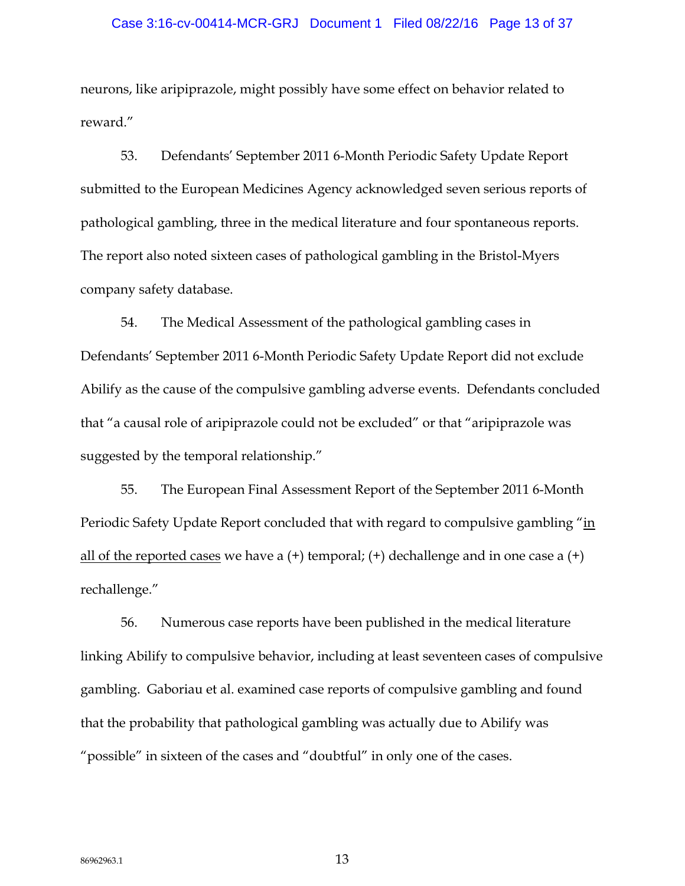neurons, like aripiprazole, might possibly have some effect on behavior related to reward."

53. Defendants' September 2011 6-Month Periodic Safety Update Report submitted to the European Medicines Agency acknowledged seven serious reports of pathological gambling, three in the medical literature and four spontaneous reports. The report also noted sixteen cases of pathological gambling in the Bristol-Myers company safety database.

54. The Medical Assessment of the pathological gambling cases in Defendants' September 2011 6-Month Periodic Safety Update Report did not exclude Abilify as the cause of the compulsive gambling adverse events. Defendants concluded that "a causal role of aripiprazole could not be excluded" or that "aripiprazole was suggested by the temporal relationship."

55. The European Final Assessment Report of the September 2011 6-Month Periodic Safety Update Report concluded that with regard to compulsive gambling "<u>in all of the reported cases</u> we have a (+) temporal; (+) dechallenge and in one case a (+) rechallenge."

56. Numerous case reports have been published in the medical literature linking Abilify to compulsive behavior, including at least seventeen cases of compulsive gambling. Gaboriau et al. examined case reports of compulsive gambling and found that the probability that pathological gambling was actually due to Abilify was "possible" in sixteen of the cases and "doubtful" in only one of the cases.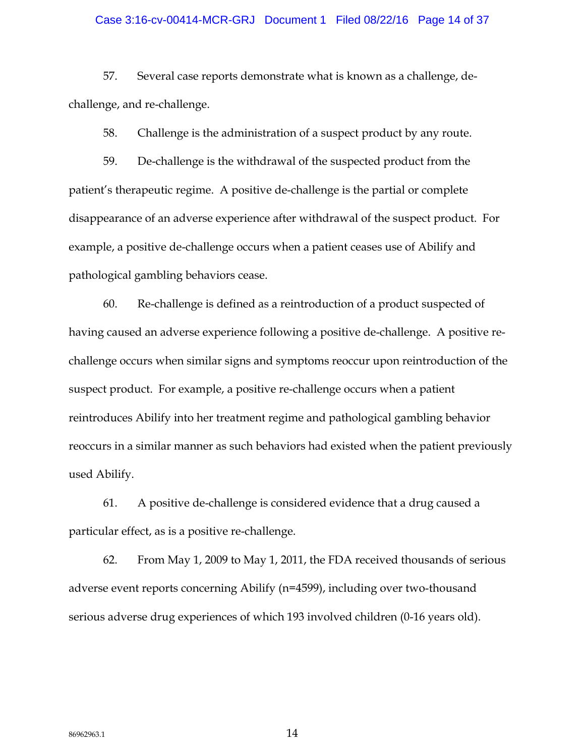57. Several case reports demonstrate what is known as a challenge, de-challenge, and re-challenge.

58. Challenge is the administration of a suspect product by any route.

59. De-challenge is the withdrawal of the suspected product from the patient's therapeutic regime. A positive de-challenge is the partial or complete disappearance of an adverse experience after withdrawal of the suspect product. For example, a positive de-challenge occurs when a patient ceases use of Abilify and pathological gambling behaviors cease.

60. Re-challenge is defined as a reintroduction of a product suspected of having caused an adverse experience following a positive de-challenge. A positive re-challenge occurs when similar signs and symptoms reoccur upon reintroduction of the suspect product. For example, a positive re-challenge occurs when a patient reintroduces Abilify into her treatment regime and pathological gambling behavior reoccurs in a similar manner as such behaviors had existed when the patient previously used Abilify.

61. A positive de-challenge is considered evidence that a drug caused a particular effect, as is a positive re-challenge.

62. From May 1, 2009 to May 1, 2011, the FDA received thousands of serious adverse event reports concerning Abilify (n=4599), including over two-thousand serious adverse drug experiences of which 193 involved children (0-16 years old).

86962963.1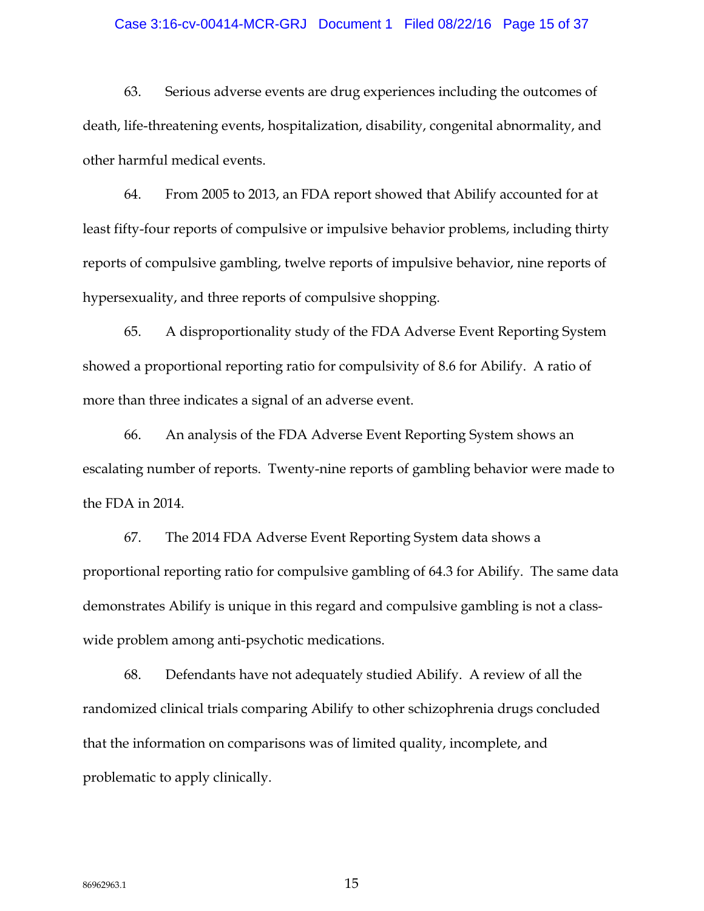63. Serious adverse events are drug experiences including the outcomes of death, life-threatening events, hospitalization, disability, congenital abnormality, and other harmful medical events.

64. From 2005 to 2013, an FDA report showed that Abilify accounted for at least fifty-four reports of compulsive or impulsive behavior problems, including thirty reports of compulsive gambling, twelve reports of impulsive behavior, nine reports of hypersexuality, and three reports of compulsive shopping.

65. A disproportionality study of the FDA Adverse Event Reporting System showed a proportional reporting ratio for compulsivity of 8.6 for Abilify. A ratio of more than three indicates a signal of an adverse event.

66. An analysis of the FDA Adverse Event Reporting System shows an escalating number of reports. Twenty-nine reports of gambling behavior were made to the FDA in 2014.

67. The 2014 FDA Adverse Event Reporting System data shows a proportional reporting ratio for compulsive gambling of 64.3 for Abilify. The same data demonstrates Abilify is unique in this regard and compulsive gambling is not a class-wide problem among anti-psychotic medications.

68. Defendants have not adequately studied Abilify. A review of all the randomized clinical trials comparing Abilify to other schizophrenia drugs concluded that the information on comparisons was of limited quality, incomplete, and problematic to apply clinically.

86962963.1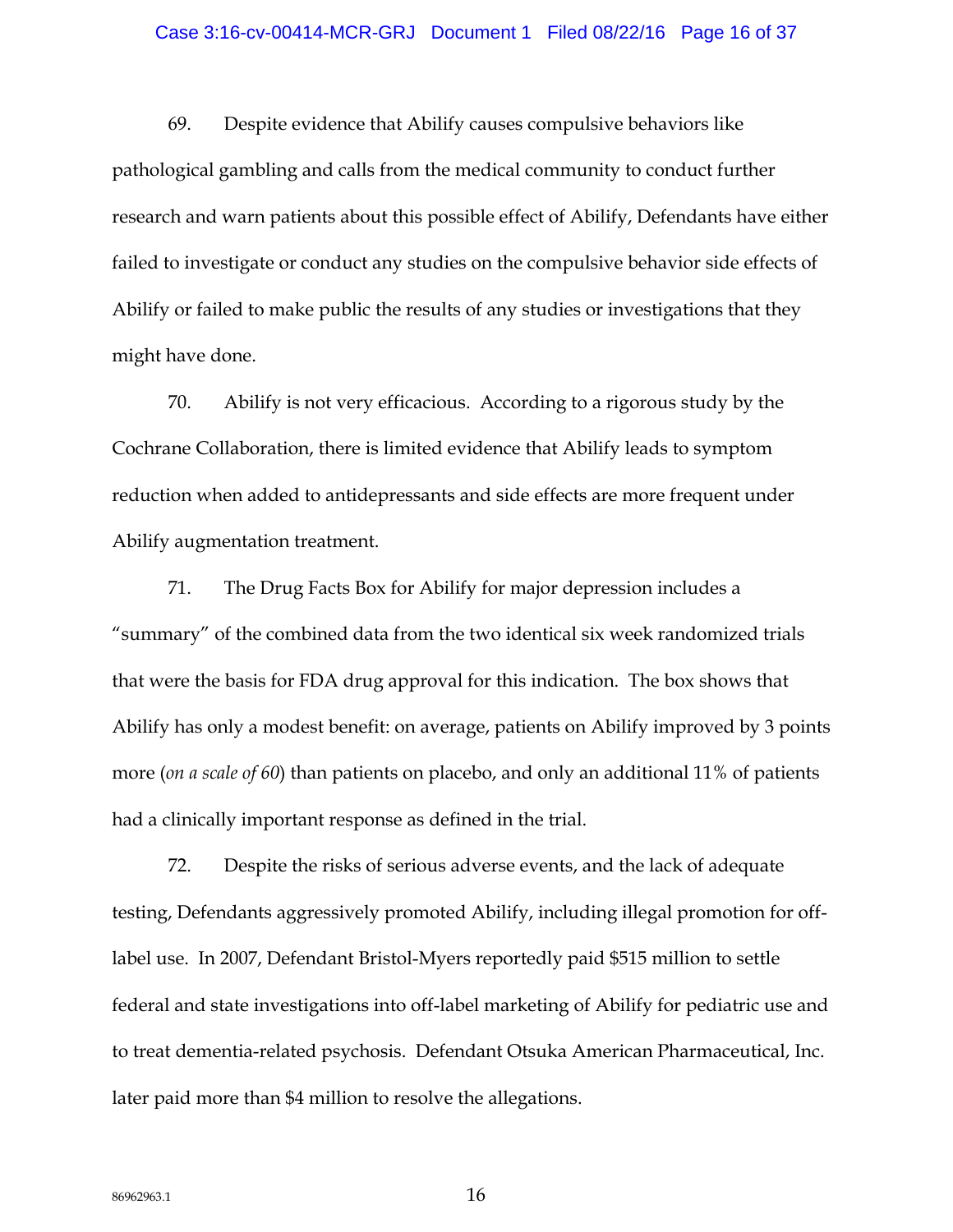69. Despite evidence that Abilify causes compulsive behaviors like pathological gambling and calls from the medical community to conduct further research and warn patients about this possible effect of Abilify, Defendants have either failed to investigate or conduct any studies on the compulsive behavior side effects of Abilify or failed to make public the results of any studies or investigations that they might have done.

70. Abilify is not very efficacious. According to a rigorous study by the Cochrane Collaboration, there is limited evidence that Abilify leads to symptom reduction when added to antidepressants and side effects are more frequent under Abilify augmentation treatment.

71. The Drug Facts Box for Abilify for major depression includes a "summary" of the combined data from the two identical six week randomized trials that were the basis for FDA drug approval for this indication. The box shows that Abilify has only a modest benefit: on average, patients on Abilify improved by 3 points more (*on a scale of 60*) than patients on placebo, and only an additional 11% of patients had a clinically important response as defined in the trial.

72. Despite the risks of serious adverse events, and the lack of adequate testing, Defendants aggressively promoted Abilify, including illegal promotion for off-label use. In 2007, Defendant Bristol-Myers reportedly paid $515 million to settle federal and state investigations into off-label marketing of Abilify for pediatric use and to treat dementia-related psychosis. Defendant Otsuka American Pharmaceutical, Inc. later paid more than $4 million to resolve the allegations.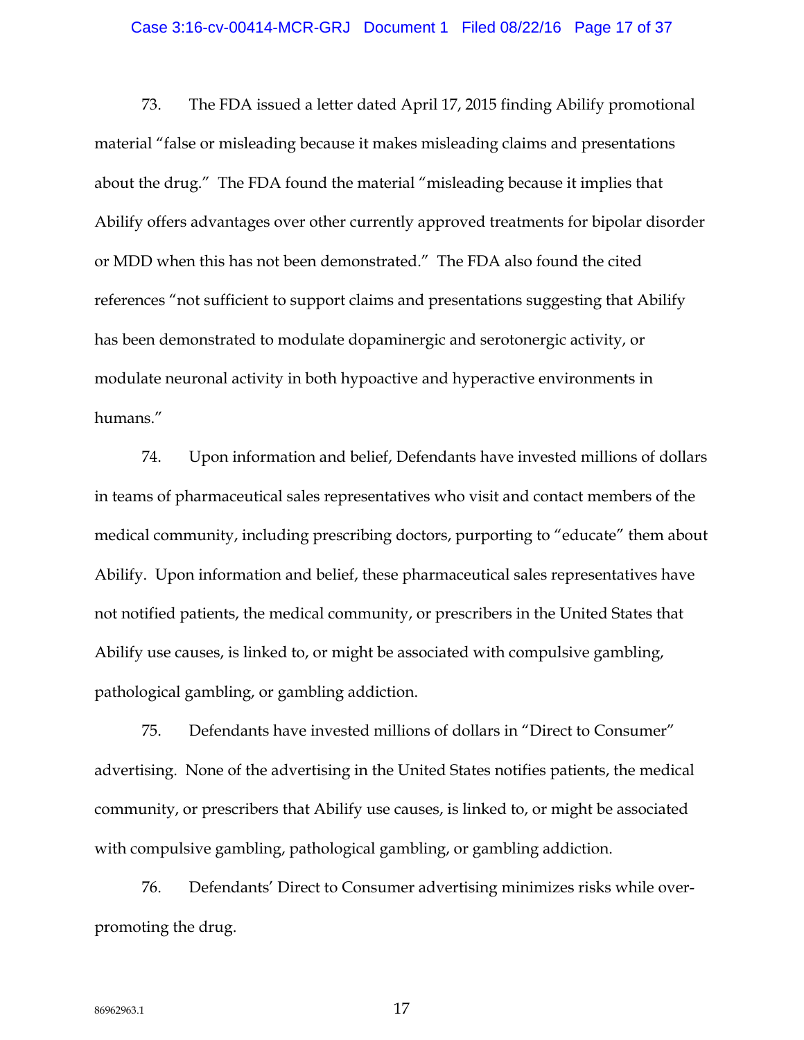73. The FDA issued a letter dated April 17, 2015 finding Abilify promotional material "false or misleading because it makes misleading claims and presentations about the drug." The FDA found the material "misleading because it implies that Abilify offers advantages over other currently approved treatments for bipolar disorder or MDD when this has not been demonstrated." The FDA also found the cited references "not sufficient to support claims and presentations suggesting that Abilify has been demonstrated to modulate dopaminergic and serotonergic activity, or modulate neuronal activity in both hypoactive and hyperactive environments in humans."

74. Upon information and belief, Defendants have invested millions of dollars in teams of pharmaceutical sales representatives who visit and contact members of the medical community, including prescribing doctors, purporting to "educate" them about Abilify. Upon information and belief, these pharmaceutical sales representatives have not notified patients, the medical community, or prescribers in the United States that Abilify use causes, is linked to, or might be associated with compulsive gambling, pathological gambling, or gambling addiction.

75. Defendants have invested millions of dollars in "Direct to Consumer" advertising. None of the advertising in the United States notifies patients, the medical community, or prescribers that Abilify use causes, is linked to, or might be associated with compulsive gambling, pathological gambling, or gambling addiction.

76. Defendants' Direct to Consumer advertising minimizes risks while over-promoting the drug.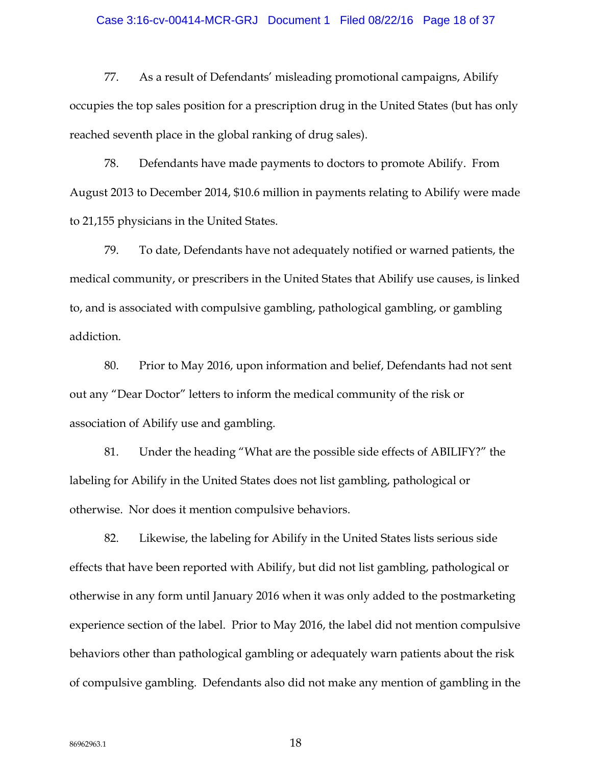77. As a result of Defendants' misleading promotional campaigns, Abilify occupies the top sales position for a prescription drug in the United States (but has only reached seventh place in the global ranking of drug sales).

78. Defendants have made payments to doctors to promote Abilify. From August 2013 to December 2014, $10.6 million in payments relating to Abilify were made to 21,155 physicians in the United States.

79. To date, Defendants have not adequately notified or warned patients, the medical community, or prescribers in the United States that Abilify use causes, is linked to, and is associated with compulsive gambling, pathological gambling, or gambling addiction.

80. Prior to May 2016, upon information and belief, Defendants had not sent out any "Dear Doctor" letters to inform the medical community of the risk or association of Abilify use and gambling.

81. Under the heading "What are the possible side effects of ABILIFY?" the labeling for Abilify in the United States does not list gambling, pathological or otherwise. Nor does it mention compulsive behaviors.

82. Likewise, the labeling for Abilify in the United States lists serious side effects that have been reported with Abilify, but did not list gambling, pathological or otherwise in any form until January 2016 when it was only added to the postmarketing experience section of the label. Prior to May 2016, the label did not mention compulsive behaviors other than pathological gambling or adequately warn patients about the risk of compulsive gambling. Defendants also did not make any mention of gambling in the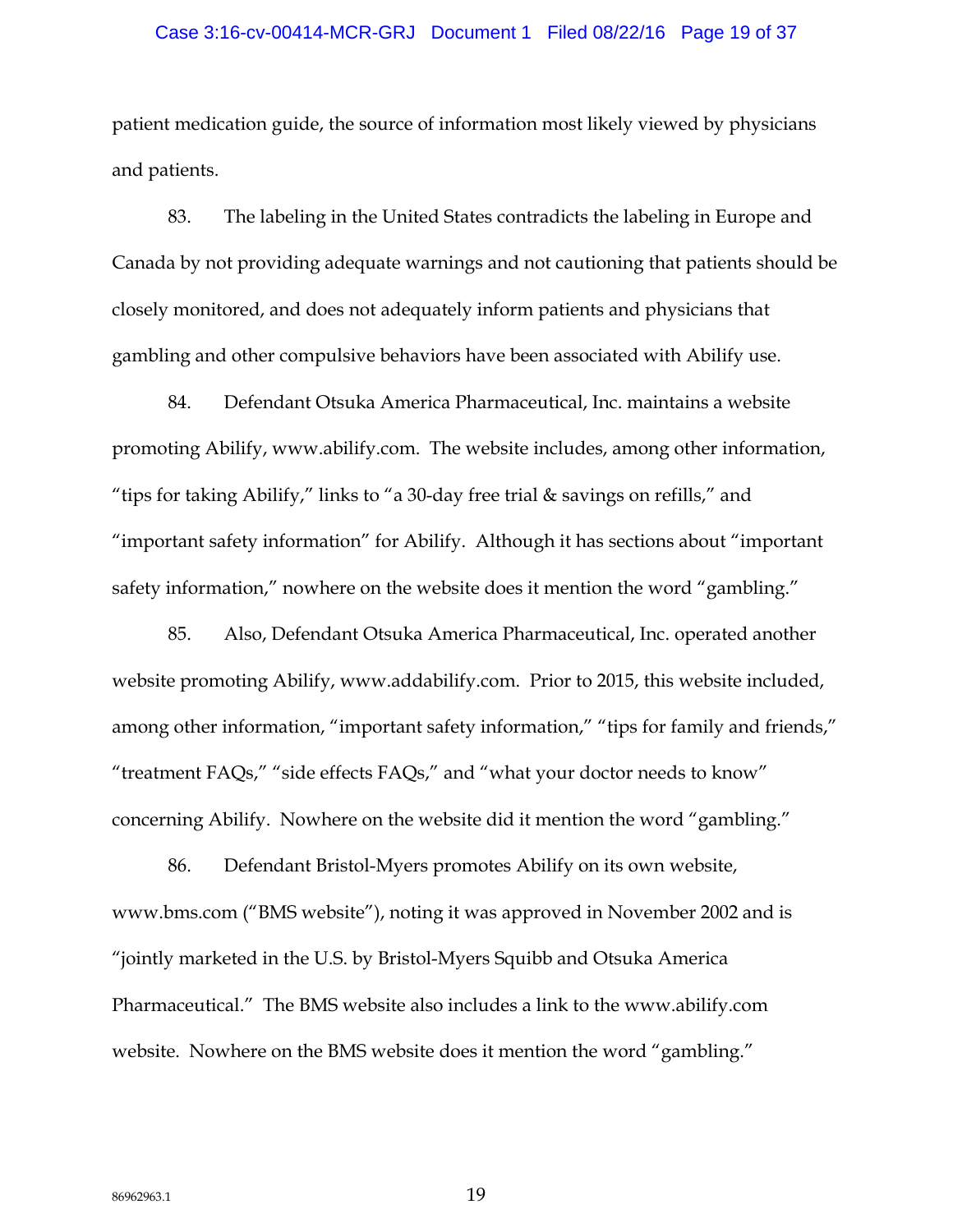patient medication guide, the source of information most likely viewed by physicians and patients.

83. The labeling in the United States contradicts the labeling in Europe and Canada by not providing adequate warnings and not cautioning that patients should be closely monitored, and does not adequately inform patients and physicians that gambling and other compulsive behaviors have been associated with Abilify use.

84. Defendant Otsuka America Pharmaceutical, Inc. maintains a website promoting Abilify, www.abilify.com. The website includes, among other information, "tips for taking Abilify," links to "a 30-day free trial & savings on refills," and "important safety information" for Abilify. Although it has sections about "important safety information," nowhere on the website does it mention the word "gambling."

85. Also, Defendant Otsuka America Pharmaceutical, Inc. operated another website promoting Abilify, www.addabilify.com. Prior to 2015, this website included, among other information, "important safety information," "tips for family and friends," "treatment FAQs," "side effects FAQs," and "what your doctor needs to know" concerning Abilify. Nowhere on the website did it mention the word "gambling."

86. Defendant Bristol-Myers promotes Abilify on its own website, www.bms.com ("BMS website"), noting it was approved in November 2002 and is "jointly marketed in the U.S. by Bristol-Myers Squibb and Otsuka America Pharmaceutical." The BMS website also includes a link to the www.abilify.com website. Nowhere on the BMS website does it mention the word "gambling."

86962963.1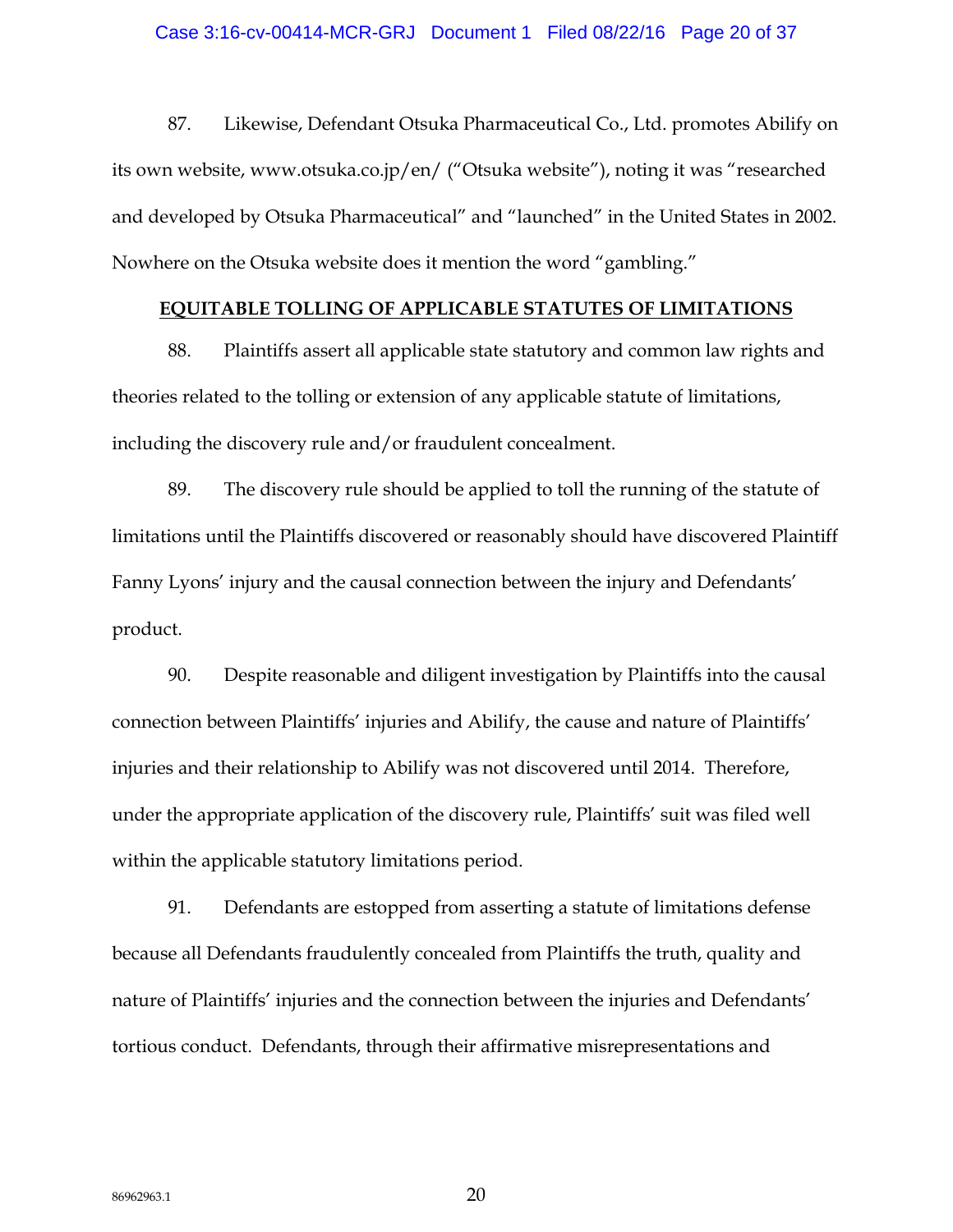87. Likewise, Defendant Otsuka Pharmaceutical Co., Ltd. promotes Abilify on its own website, www.otsuka.co.jp/en/ ("Otsuka website"), noting it was "researched and developed by Otsuka Pharmaceutical" and "launched" in the United States in 2002. Nowhere on the Otsuka website does it mention the word "gambling."

## EQUITABLE TOLLING OF APPLICABLE STATUTES OF LIMITATIONS

88. Plaintiffs assert all applicable state statutory and common law rights and theories related to the tolling or extension of any applicable statute of limitations, including the discovery rule and/or fraudulent concealment.

89. The discovery rule should be applied to toll the running of the statute of limitations until the Plaintiffs discovered or reasonably should have discovered Plaintiff Fanny Lyons' injury and the causal connection between the injury and Defendants' product.

90. Despite reasonable and diligent investigation by Plaintiffs into the causal connection between Plaintiffs' injuries and Abilify, the cause and nature of Plaintiffs' injuries and their relationship to Abilify was not discovered until 2014. Therefore, under the appropriate application of the discovery rule, Plaintiffs' suit was filed well within the applicable statutory limitations period.

91. Defendants are estopped from asserting a statute of limitations defense because all Defendants fraudulently concealed from Plaintiffs the truth, quality and nature of Plaintiffs' injuries and the connection between the injuries and Defendants' tortious conduct. Defendants, through their affirmative misrepresentations and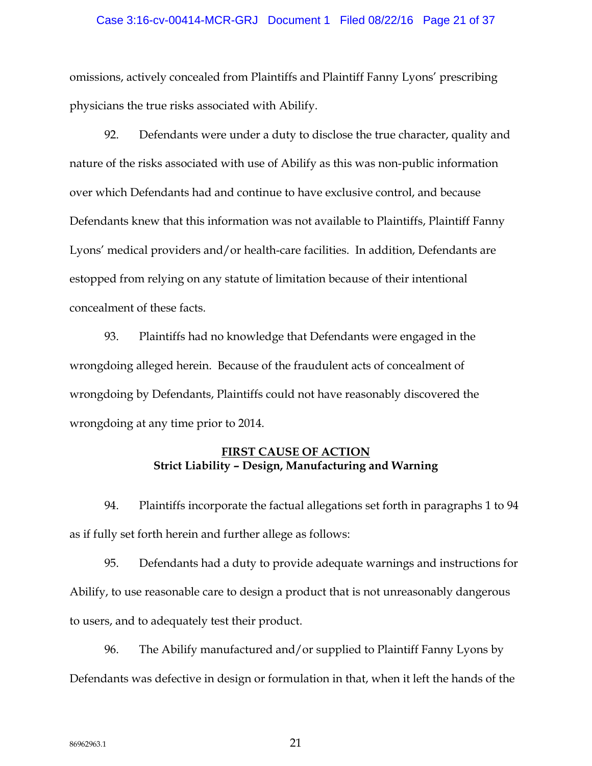omissions, actively concealed from Plaintiffs and Plaintiff Fanny Lyons' prescribing physicians the true risks associated with Abilify.

92. Defendants were under a duty to disclose the true character, quality and nature of the risks associated with use of Abilify as this was non-public information over which Defendants had and continue to have exclusive control, and because Defendants knew that this information was not available to Plaintiffs, Plaintiff Fanny Lyons' medical providers and/or health-care facilities. In addition, Defendants are estopped from relying on any statute of limitation because of their intentional concealment of these facts.

93. Plaintiffs had no knowledge that Defendants were engaged in the wrongdoing alleged herein. Because of the fraudulent acts of concealment of wrongdoing by Defendants, Plaintiffs could not have reasonably discovered the wrongdoing at any time prior to 2014.

## FIRST CAUSE OF ACTION
### Strict Liability – Design, Manufacturing and Warning

94. Plaintiffs incorporate the factual allegations set forth in paragraphs 1 to 94 as if fully set forth herein and further allege as follows:

95. Defendants had a duty to provide adequate warnings and instructions for Abilify, to use reasonable care to design a product that is not unreasonably dangerous to users, and to adequately test their product.

96. The Abilify manufactured and/or supplied to Plaintiff Fanny Lyons by Defendants was defective in design or formulation in that, when it left the hands of the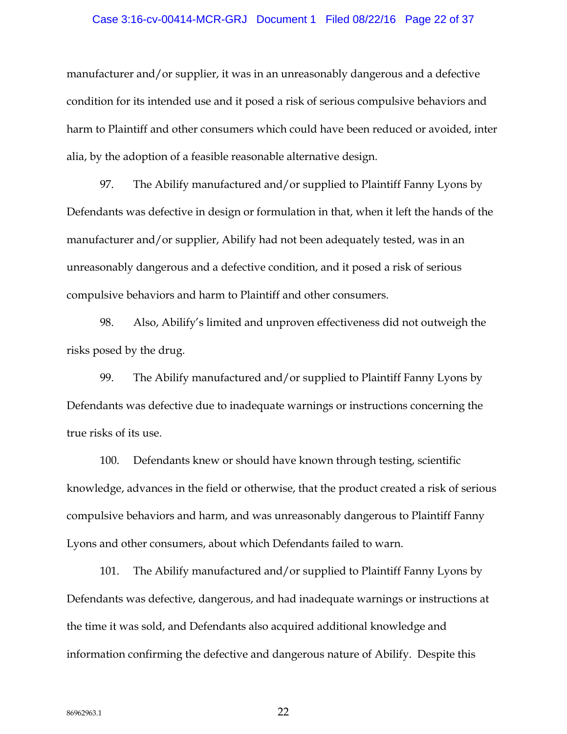manufacturer and/or supplier, it was in an unreasonably dangerous and a defective condition for its intended use and it posed a risk of serious compulsive behaviors and harm to Plaintiff and other consumers which could have been reduced or avoided, inter alia, by the adoption of a feasible reasonable alternative design.

97. The Abilify manufactured and/or supplied to Plaintiff Fanny Lyons by Defendants was defective in design or formulation in that, when it left the hands of the manufacturer and/or supplier, Abilify had not been adequately tested, was in an unreasonably dangerous and a defective condition, and it posed a risk of serious compulsive behaviors and harm to Plaintiff and other consumers.

98. Also, Abilify's limited and unproven effectiveness did not outweigh the risks posed by the drug.

99. The Abilify manufactured and/or supplied to Plaintiff Fanny Lyons by Defendants was defective due to inadequate warnings or instructions concerning the true risks of its use.

100. Defendants knew or should have known through testing, scientific knowledge, advances in the field or otherwise, that the product created a risk of serious compulsive behaviors and harm, and was unreasonably dangerous to Plaintiff Fanny Lyons and other consumers, about which Defendants failed to warn.

101. The Abilify manufactured and/or supplied to Plaintiff Fanny Lyons by Defendants was defective, dangerous, and had inadequate warnings or instructions at the time it was sold, and Defendants also acquired additional knowledge and information confirming the defective and dangerous nature of Abilify. Despite this

86962963.1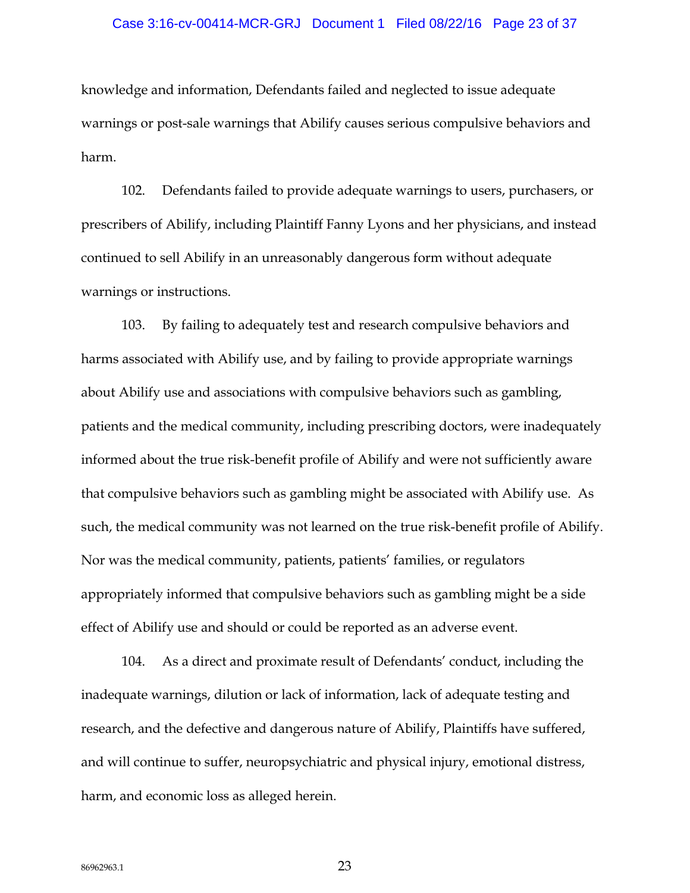knowledge and information, Defendants failed and neglected to issue adequate warnings or post-sale warnings that Abilify causes serious compulsive behaviors and harm.

102. Defendants failed to provide adequate warnings to users, purchasers, or prescribers of Abilify, including Plaintiff Fanny Lyons and her physicians, and instead continued to sell Abilify in an unreasonably dangerous form without adequate warnings or instructions.

103. By failing to adequately test and research compulsive behaviors and harms associated with Abilify use, and by failing to provide appropriate warnings about Abilify use and associations with compulsive behaviors such as gambling, patients and the medical community, including prescribing doctors, were inadequately informed about the true risk-benefit profile of Abilify and were not sufficiently aware that compulsive behaviors such as gambling might be associated with Abilify use. As such, the medical community was not learned on the true risk-benefit profile of Abilify. Nor was the medical community, patients, patients' families, or regulators appropriately informed that compulsive behaviors such as gambling might be a side effect of Abilify use and should or could be reported as an adverse event.

104. As a direct and proximate result of Defendants' conduct, including the inadequate warnings, dilution or lack of information, lack of adequate testing and research, and the defective and dangerous nature of Abilify, Plaintiffs have suffered, and will continue to suffer, neuropsychiatric and physical injury, emotional distress, harm, and economic loss as alleged herein.

86962963.1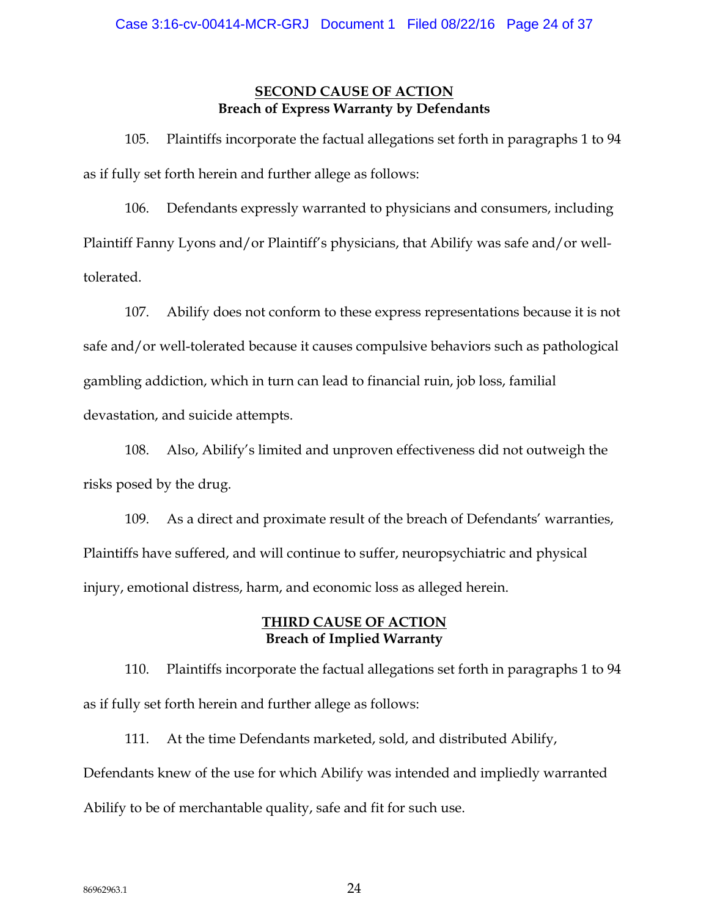## SECOND CAUSE OF ACTION

**Breach of Express Warranty by Defendants**

105. Plaintiffs incorporate the factual allegations set forth in paragraphs 1 to 94 as if fully set forth herein and further allege as follows:

106. Defendants expressly warranted to physicians and consumers, including Plaintiff Fanny Lyons and/or Plaintiff's physicians, that Abilify was safe and/or well-tolerated.

107. Abilify does not conform to these express representations because it is not safe and/or well-tolerated because it causes compulsive behaviors such as pathological gambling addiction, which in turn can lead to financial ruin, job loss, familial devastation, and suicide attempts.

108. Also, Abilify's limited and unproven effectiveness did not outweigh the risks posed by the drug.

109. As a direct and proximate result of the breach of Defendants' warranties, Plaintiffs have suffered, and will continue to suffer, neuropsychiatric and physical injury, emotional distress, harm, and economic loss as alleged herein.

## THIRD CAUSE OF ACTION

**Breach of Implied Warranty**

110. Plaintiffs incorporate the factual allegations set forth in paragraphs 1 to 94 as if fully set forth herein and further allege as follows:

111. At the time Defendants marketed, sold, and distributed Abilify, Defendants knew of the use for which Abilify was intended and impliedly warranted Abilify to be of merchantable quality, safe and fit for such use.

86962963.1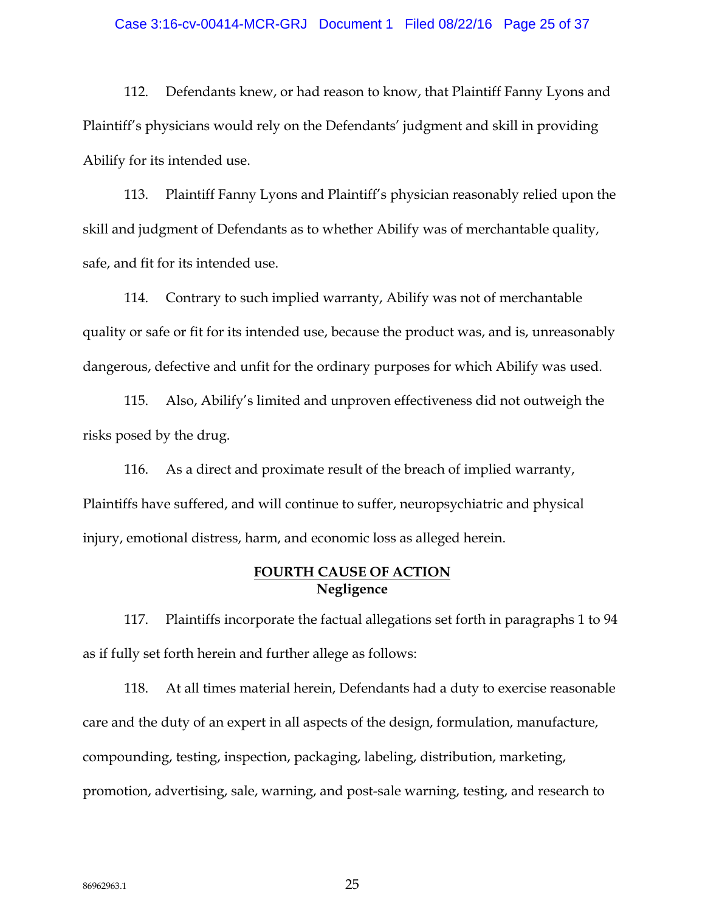112. Defendants knew, or had reason to know, that Plaintiff Fanny Lyons and Plaintiff's physicians would rely on the Defendants' judgment and skill in providing Abilify for its intended use.

113. Plaintiff Fanny Lyons and Plaintiff's physician reasonably relied upon the skill and judgment of Defendants as to whether Abilify was of merchantable quality, safe, and fit for its intended use.

114. Contrary to such implied warranty, Abilify was not of merchantable quality or safe or fit for its intended use, because the product was, and is, unreasonably dangerous, defective and unfit for the ordinary purposes for which Abilify was used.

115. Also, Abilify's limited and unproven effectiveness did not outweigh the risks posed by the drug.

116. As a direct and proximate result of the breach of implied warranty, Plaintiffs have suffered, and will continue to suffer, neuropsychiatric and physical injury, emotional distress, harm, and economic loss as alleged herein.

## FOURTH CAUSE OF ACTION
**Negligence**

117. Plaintiffs incorporate the factual allegations set forth in paragraphs 1 to 94 as if fully set forth herein and further allege as follows:

118. At all times material herein, Defendants had a duty to exercise reasonable care and the duty of an expert in all aspects of the design, formulation, manufacture, compounding, testing, inspection, packaging, labeling, distribution, marketing, promotion, advertising, sale, warning, and post-sale warning, testing, and research to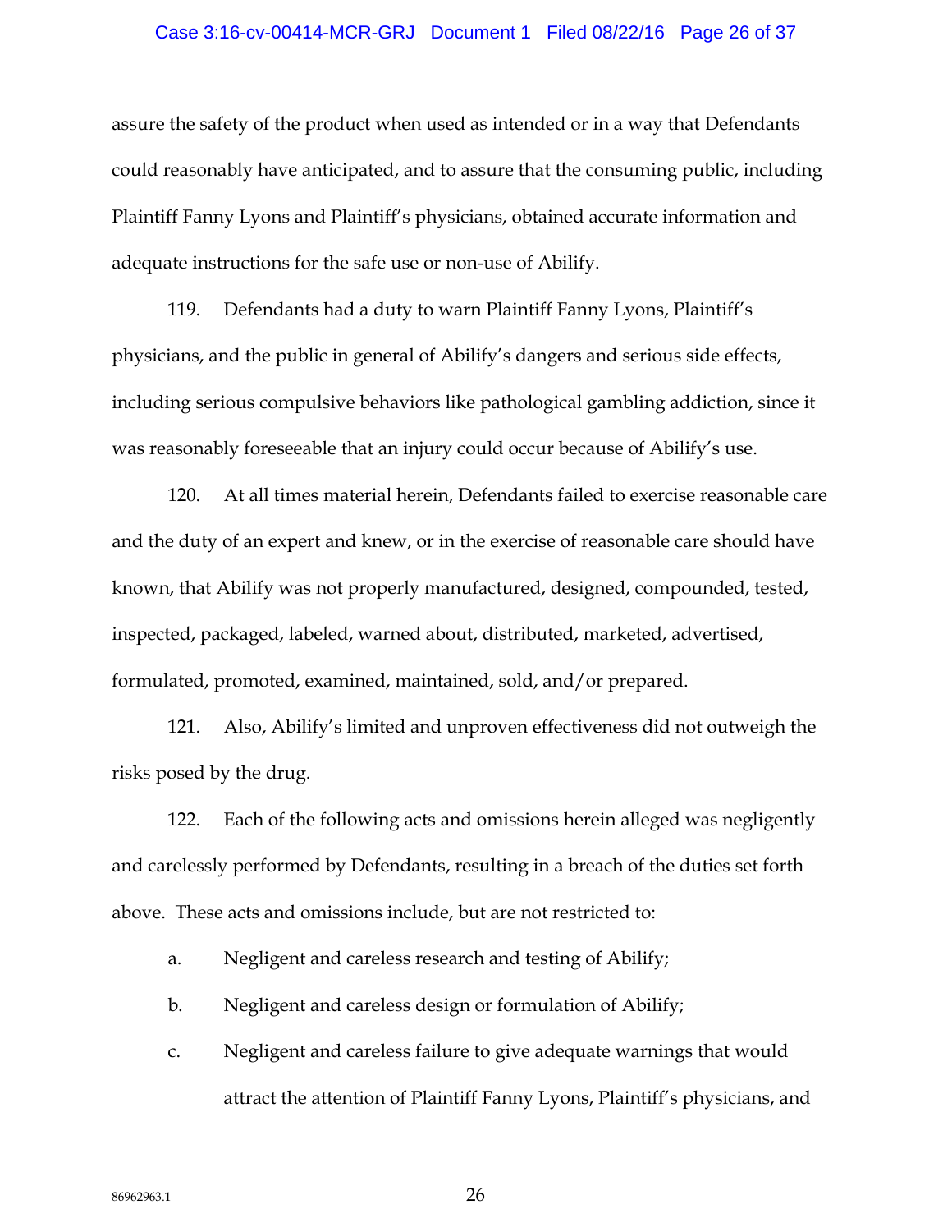assure the safety of the product when used as intended or in a way that Defendants could reasonably have anticipated, and to assure that the consuming public, including Plaintiff Fanny Lyons and Plaintiff's physicians, obtained accurate information and adequate instructions for the safe use or non-use of Abilify.

119. Defendants had a duty to warn Plaintiff Fanny Lyons, Plaintiff's physicians, and the public in general of Abilify's dangers and serious side effects, including serious compulsive behaviors like pathological gambling addiction, since it was reasonably foreseeable that an injury could occur because of Abilify's use.

120. At all times material herein, Defendants failed to exercise reasonable care and the duty of an expert and knew, or in the exercise of reasonable care should have known, that Abilify was not properly manufactured, designed, compounded, tested, inspected, packaged, labeled, warned about, distributed, marketed, advertised, formulated, promoted, examined, maintained, sold, and/or prepared.

121. Also, Abilify's limited and unproven effectiveness did not outweigh the risks posed by the drug.

122. Each of the following acts and omissions herein alleged was negligently and carelessly performed by Defendants, resulting in a breach of the duties set forth above. These acts and omissions include, but are not restricted to:

a. Negligent and careless research and testing of Abilify;

b. Negligent and careless design or formulation of Abilify;

c. Negligent and careless failure to give adequate warnings that would attract the attention of Plaintiff Fanny Lyons, Plaintiff's physicians, and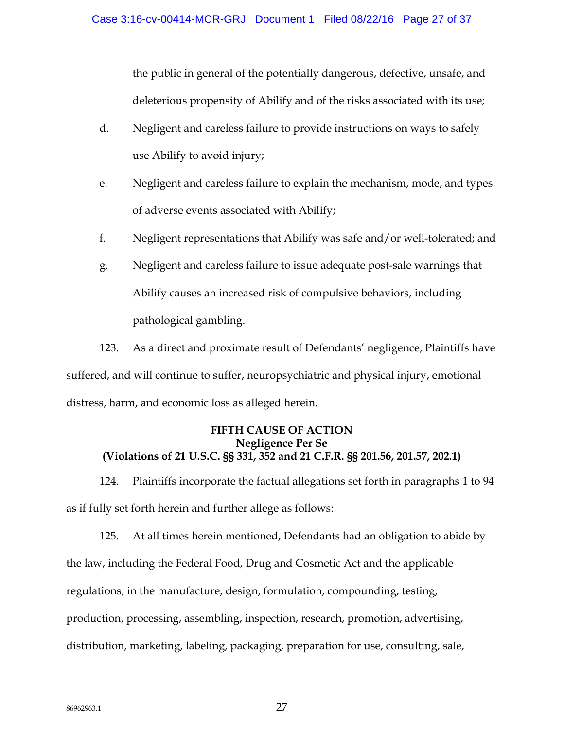the public in general of the potentially dangerous, defective, unsafe, and deleterious propensity of Abilify and of the risks associated with its use;

d. Negligent and careless failure to provide instructions on ways to safely use Abilify to avoid injury;

e. Negligent and careless failure to explain the mechanism, mode, and types of adverse events associated with Abilify;

f. Negligent representations that Abilify was safe and/or well-tolerated; and

g. Negligent and careless failure to issue adequate post-sale warnings that Abilify causes an increased risk of compulsive behaviors, including pathological gambling.

123. As a direct and proximate result of Defendants' negligence, Plaintiffs have suffered, and will continue to suffer, neuropsychiatric and physical injury, emotional distress, harm, and economic loss as alleged herein.

**FIFTH CAUSE OF ACTION**
**Negligence Per Se**
**(Violations of 21 U.S.C. §§ 331, 352 and 21 C.F.R. §§ 201.56, 201.57, 202.1)**

124. Plaintiffs incorporate the factual allegations set forth in paragraphs 1 to 94 as if fully set forth herein and further allege as follows:

125. At all times herein mentioned, Defendants had an obligation to abide by the law, including the Federal Food, Drug and Cosmetic Act and the applicable regulations, in the manufacture, design, formulation, compounding, testing, production, processing, assembling, inspection, research, promotion, advertising, distribution, marketing, labeling, packaging, preparation for use, consulting, sale,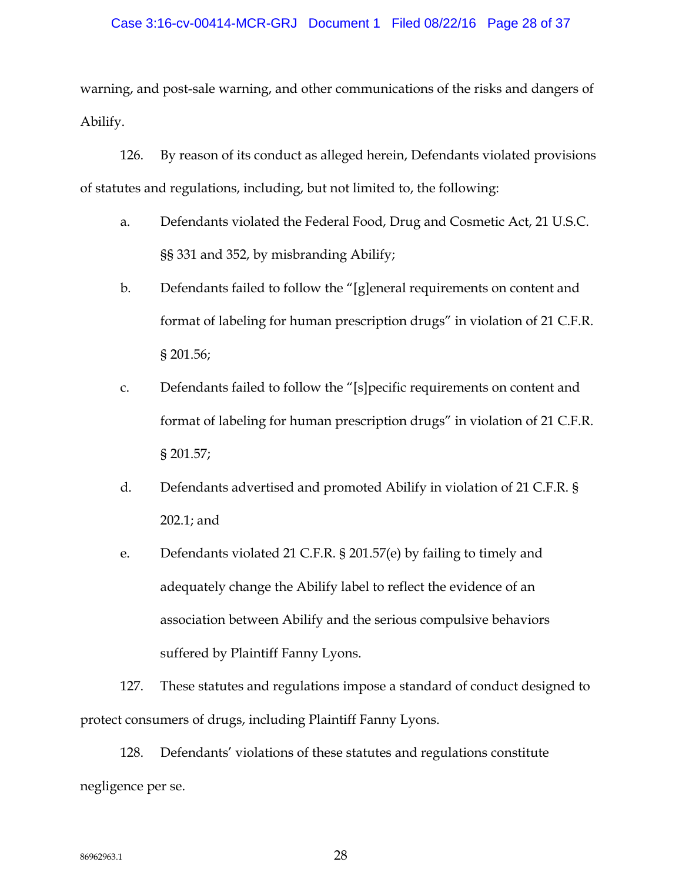warning, and post-sale warning, and other communications of the risks and dangers of Abilify.

126. By reason of its conduct as alleged herein, Defendants violated provisions of statutes and regulations, including, but not limited to, the following:

a. Defendants violated the Federal Food, Drug and Cosmetic Act, 21 U.S.C. §§ 331 and 352, by misbranding Abilify;

b. Defendants failed to follow the "[g]eneral requirements on content and format of labeling for human prescription drugs" in violation of 21 C.F.R. § 201.56;

c. Defendants failed to follow the "[s]pecific requirements on content and format of labeling for human prescription drugs" in violation of 21 C.F.R. § 201.57;

d. Defendants advertised and promoted Abilify in violation of 21 C.F.R. § 202.1; and

e. Defendants violated 21 C.F.R. § 201.57(e) by failing to timely and adequately change the Abilify label to reflect the evidence of an association between Abilify and the serious compulsive behaviors suffered by Plaintiff Fanny Lyons.

127. These statutes and regulations impose a standard of conduct designed to protect consumers of drugs, including Plaintiff Fanny Lyons.

128. Defendants' violations of these statutes and regulations constitute negligence per se.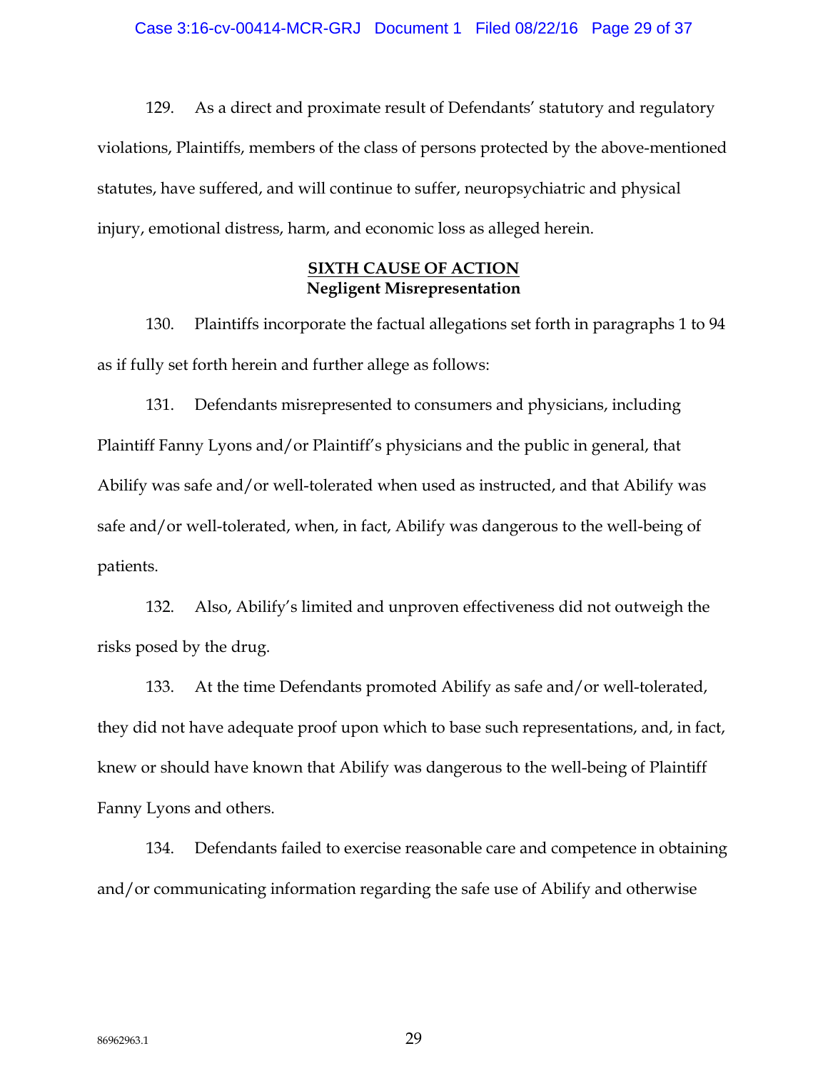129. As a direct and proximate result of Defendants' statutory and regulatory violations, Plaintiffs, members of the class of persons protected by the above-mentioned statutes, have suffered, and will continue to suffer, neuropsychiatric and physical injury, emotional distress, harm, and economic loss as alleged herein.

## SIXTH CAUSE OF ACTION
**Negligent Misrepresentation**

130. Plaintiffs incorporate the factual allegations set forth in paragraphs 1 to 94 as if fully set forth herein and further allege as follows:

131. Defendants misrepresented to consumers and physicians, including Plaintiff Fanny Lyons and/or Plaintiff's physicians and the public in general, that Abilify was safe and/or well-tolerated when used as instructed, and that Abilify was safe and/or well-tolerated, when, in fact, Abilify was dangerous to the well-being of patients.

132. Also, Abilify's limited and unproven effectiveness did not outweigh the risks posed by the drug.

133. At the time Defendants promoted Abilify as safe and/or well-tolerated, they did not have adequate proof upon which to base such representations, and, in fact, knew or should have known that Abilify was dangerous to the well-being of Plaintiff Fanny Lyons and others.

134. Defendants failed to exercise reasonable care and competence in obtaining and/or communicating information regarding the safe use of Abilify and otherwise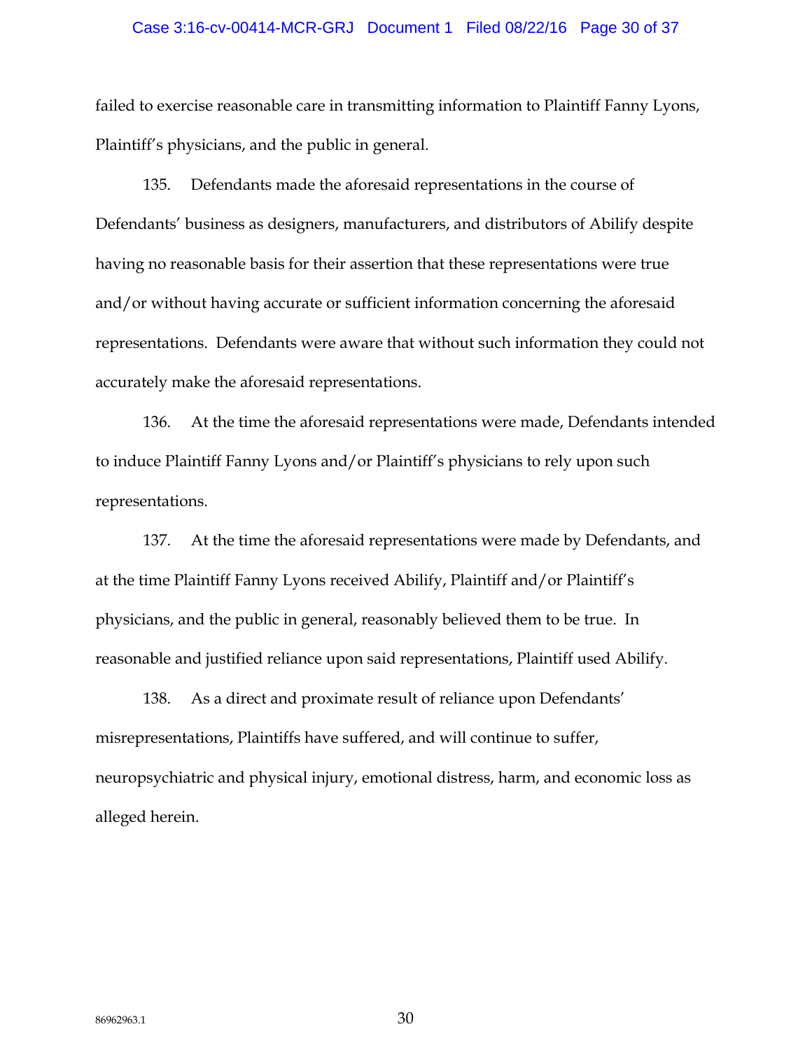failed to exercise reasonable care in transmitting information to Plaintiff Fanny Lyons, Plaintiff's physicians, and the public in general.

135. Defendants made the aforesaid representations in the course of Defendants' business as designers, manufacturers, and distributors of Abilify despite having no reasonable basis for their assertion that these representations were true and/or without having accurate or sufficient information concerning the aforesaid representations. Defendants were aware that without such information they could not accurately make the aforesaid representations.

136. At the time the aforesaid representations were made, Defendants intended to induce Plaintiff Fanny Lyons and/or Plaintiff's physicians to rely upon such representations.

137. At the time the aforesaid representations were made by Defendants, and at the time Plaintiff Fanny Lyons received Abilify, Plaintiff and/or Plaintiff's physicians, and the public in general, reasonably believed them to be true. In reasonable and justified reliance upon said representations, Plaintiff used Abilify.

138. As a direct and proximate result of reliance upon Defendants' misrepresentations, Plaintiffs have suffered, and will continue to suffer, neuropsychiatric and physical injury, emotional distress, harm, and economic loss as alleged herein.

86962963.1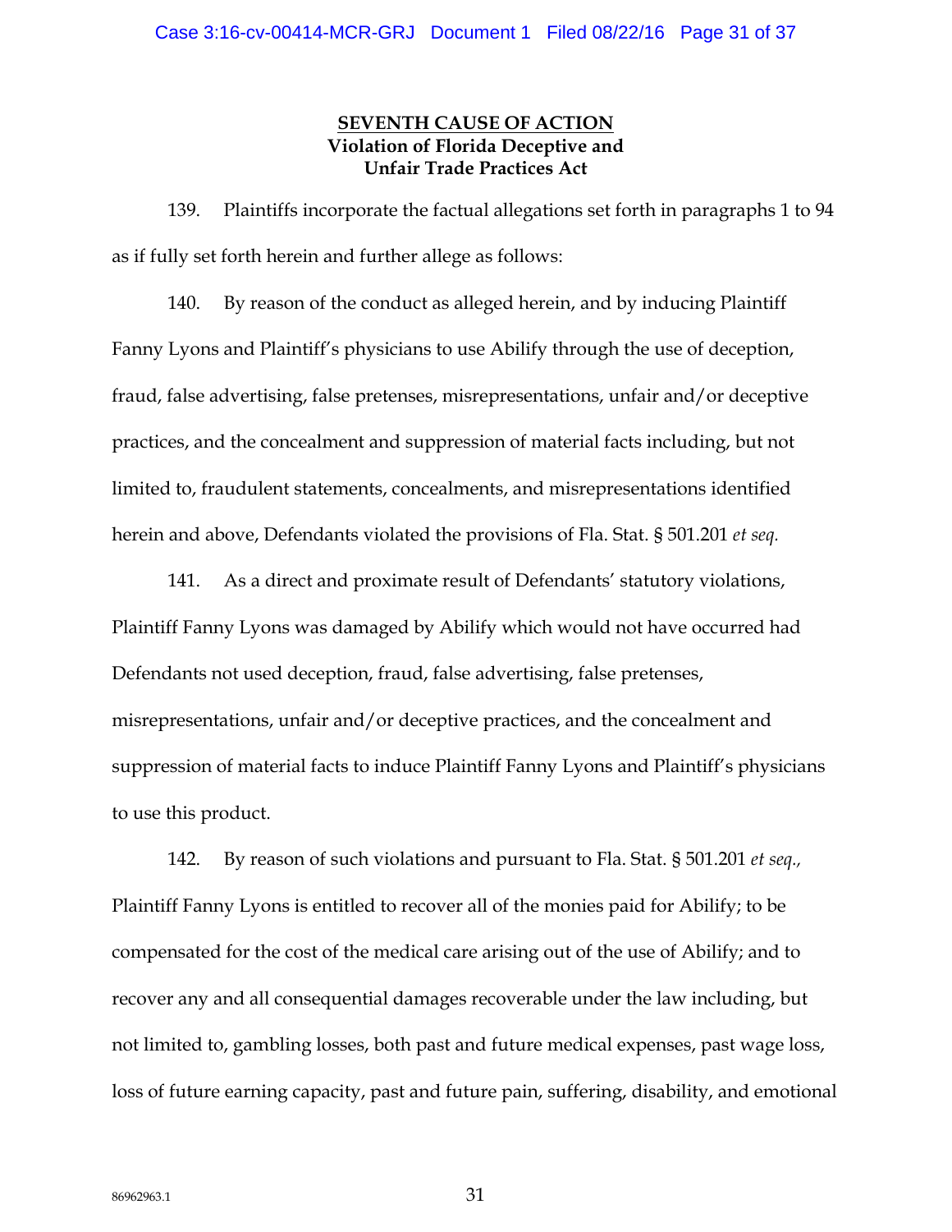## SEVENTH CAUSE OF ACTION

### Violation of Florida Deceptive and Unfair Trade Practices Act

139. Plaintiffs incorporate the factual allegations set forth in paragraphs 1 to 94 as if fully set forth herein and further allege as follows:

140. By reason of the conduct as alleged herein, and by inducing Plaintiff Fanny Lyons and Plaintiff's physicians to use Abilify through the use of deception, fraud, false advertising, false pretenses, misrepresentations, unfair and/or deceptive practices, and the concealment and suppression of material facts including, but not limited to, fraudulent statements, concealments, and misrepresentations identified herein and above, Defendants violated the provisions of Fla. Stat. § 501.201 *et seq.*

141. As a direct and proximate result of Defendants' statutory violations, Plaintiff Fanny Lyons was damaged by Abilify which would not have occurred had Defendants not used deception, fraud, false advertising, false pretenses, misrepresentations, unfair and/or deceptive practices, and the concealment and suppression of material facts to induce Plaintiff Fanny Lyons and Plaintiff's physicians to use this product.

142. By reason of such violations and pursuant to Fla. Stat. § 501.201 *et seq.*, Plaintiff Fanny Lyons is entitled to recover all of the monies paid for Abilify; to be compensated for the cost of the medical care arising out of the use of Abilify; and to recover any and all consequential damages recoverable under the law including, but not limited to, gambling losses, both past and future medical expenses, past wage loss, loss of future earning capacity, past and future pain, suffering, disability, and emotional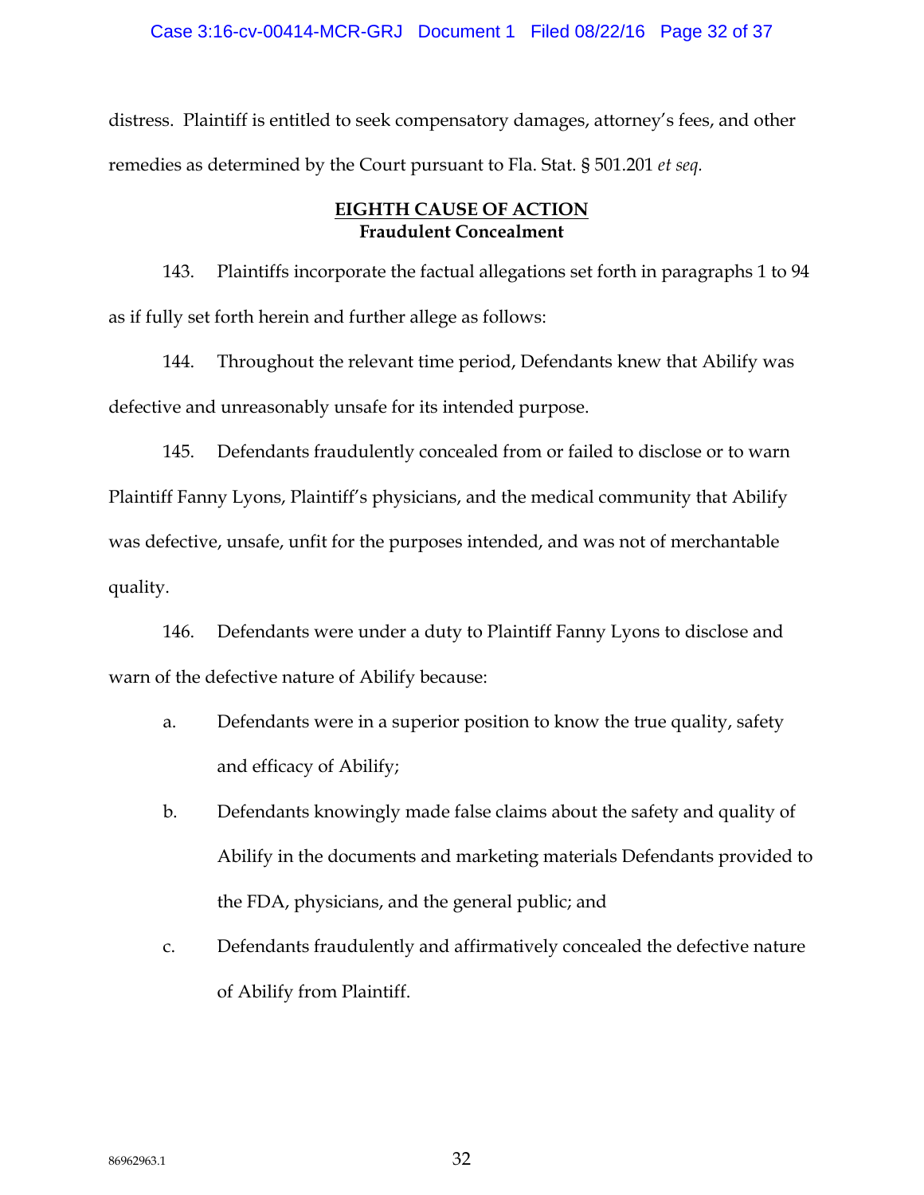distress. Plaintiff is entitled to seek compensatory damages, attorney's fees, and other remedies as determined by the Court pursuant to Fla. Stat. § 501.201 *et seq.*

## EIGHTH CAUSE OF ACTION
**Fraudulent Concealment**

143. Plaintiffs incorporate the factual allegations set forth in paragraphs 1 to 94 as if fully set forth herein and further allege as follows:

144. Throughout the relevant time period, Defendants knew that Abilify was defective and unreasonably unsafe for its intended purpose.

145. Defendants fraudulently concealed from or failed to disclose or to warn Plaintiff Fanny Lyons, Plaintiff's physicians, and the medical community that Abilify was defective, unsafe, unfit for the purposes intended, and was not of merchantable quality.

146. Defendants were under a duty to Plaintiff Fanny Lyons to disclose and warn of the defective nature of Abilify because:

a. Defendants were in a superior position to know the true quality, safety and efficacy of Abilify;

b. Defendants knowingly made false claims about the safety and quality of Abilify in the documents and marketing materials Defendants provided to the FDA, physicians, and the general public; and

c. Defendants fraudulently and affirmatively concealed the defective nature of Abilify from Plaintiff.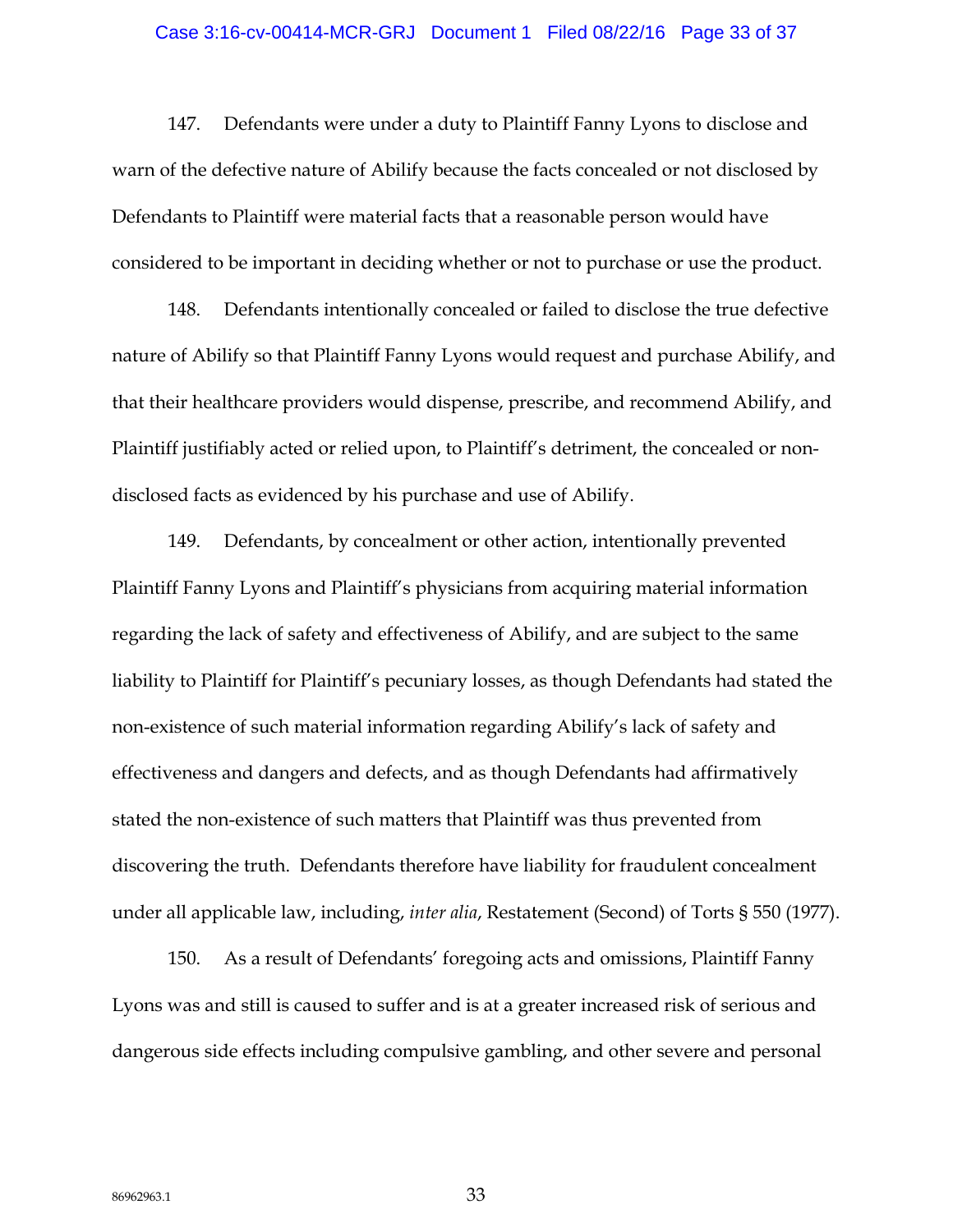147. Defendants were under a duty to Plaintiff Fanny Lyons to disclose and warn of the defective nature of Abilify because the facts concealed or not disclosed by Defendants to Plaintiff were material facts that a reasonable person would have considered to be important in deciding whether or not to purchase or use the product.

148. Defendants intentionally concealed or failed to disclose the true defective nature of Abilify so that Plaintiff Fanny Lyons would request and purchase Abilify, and that their healthcare providers would dispense, prescribe, and recommend Abilify, and Plaintiff justifiably acted or relied upon, to Plaintiff's detriment, the concealed or non-disclosed facts as evidenced by his purchase and use of Abilify.

149. Defendants, by concealment or other action, intentionally prevented Plaintiff Fanny Lyons and Plaintiff's physicians from acquiring material information regarding the lack of safety and effectiveness of Abilify, and are subject to the same liability to Plaintiff for Plaintiff's pecuniary losses, as though Defendants had stated the non-existence of such material information regarding Abilify's lack of safety and effectiveness and dangers and defects, and as though Defendants had affirmatively stated the non-existence of such matters that Plaintiff was thus prevented from discovering the truth. Defendants therefore have liability for fraudulent concealment under all applicable law, including, *inter alia*, Restatement (Second) of Torts § 550 (1977).

150. As a result of Defendants' foregoing acts and omissions, Plaintiff Fanny Lyons was and still is caused to suffer and is at a greater increased risk of serious and dangerous side effects including compulsive gambling, and other severe and personal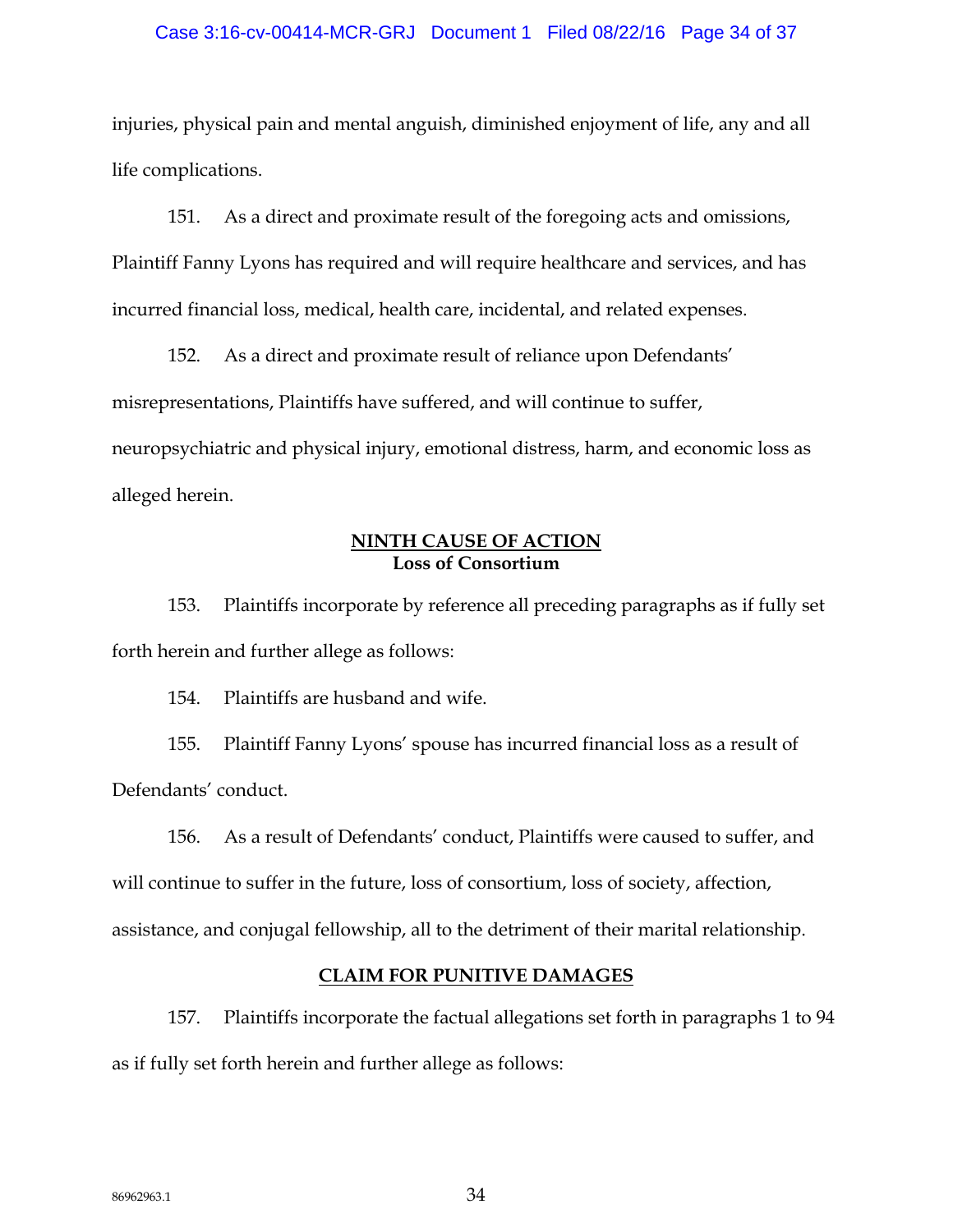injuries, physical pain and mental anguish, diminished enjoyment of life, any and all life complications.

151. As a direct and proximate result of the foregoing acts and omissions, Plaintiff Fanny Lyons has required and will require healthcare and services, and has incurred financial loss, medical, health care, incidental, and related expenses.

152. As a direct and proximate result of reliance upon Defendants' misrepresentations, Plaintiffs have suffered, and will continue to suffer, neuropsychiatric and physical injury, emotional distress, harm, and economic loss as alleged herein.

## NINTH CAUSE OF ACTION
**Loss of Consortium**

153. Plaintiffs incorporate by reference all preceding paragraphs as if fully set forth herein and further allege as follows:

154. Plaintiffs are husband and wife.

155. Plaintiff Fanny Lyons' spouse has incurred financial loss as a result of Defendants' conduct.

156. As a result of Defendants' conduct, Plaintiffs were caused to suffer, and will continue to suffer in the future, loss of consortium, loss of society, affection, assistance, and conjugal fellowship, all to the detriment of their marital relationship.

## CLAIM FOR PUNITIVE DAMAGES

157. Plaintiffs incorporate the factual allegations set forth in paragraphs 1 to 94 as if fully set forth herein and further allege as follows:

86962963.1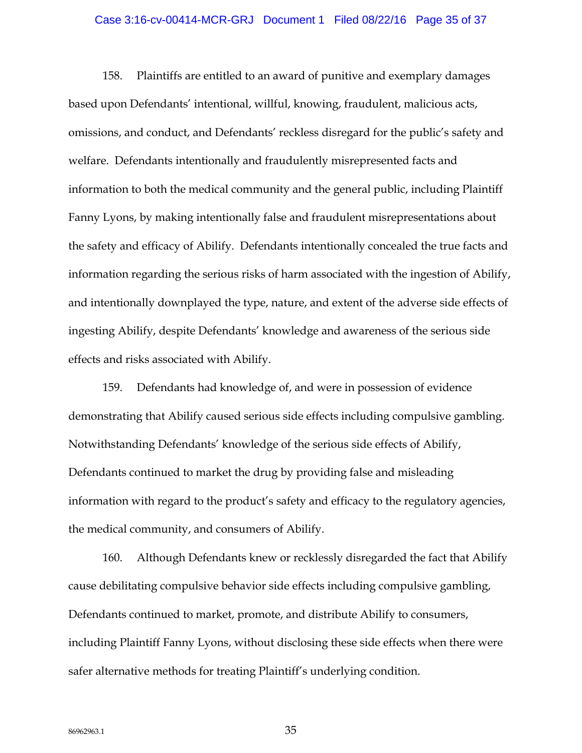158. Plaintiffs are entitled to an award of punitive and exemplary damages based upon Defendants' intentional, willful, knowing, fraudulent, malicious acts, omissions, and conduct, and Defendants' reckless disregard for the public's safety and welfare. Defendants intentionally and fraudulently misrepresented facts and information to both the medical community and the general public, including Plaintiff Fanny Lyons, by making intentionally false and fraudulent misrepresentations about the safety and efficacy of Abilify. Defendants intentionally concealed the true facts and information regarding the serious risks of harm associated with the ingestion of Abilify, and intentionally downplayed the type, nature, and extent of the adverse side effects of ingesting Abilify, despite Defendants' knowledge and awareness of the serious side effects and risks associated with Abilify.

159. Defendants had knowledge of, and were in possession of evidence demonstrating that Abilify caused serious side effects including compulsive gambling. Notwithstanding Defendants' knowledge of the serious side effects of Abilify, Defendants continued to market the drug by providing false and misleading information with regard to the product's safety and efficacy to the regulatory agencies, the medical community, and consumers of Abilify.

160. Although Defendants knew or recklessly disregarded the fact that Abilify cause debilitating compulsive behavior side effects including compulsive gambling, Defendants continued to market, promote, and distribute Abilify to consumers, including Plaintiff Fanny Lyons, without disclosing these side effects when there were safer alternative methods for treating Plaintiff's underlying condition.

86962963.1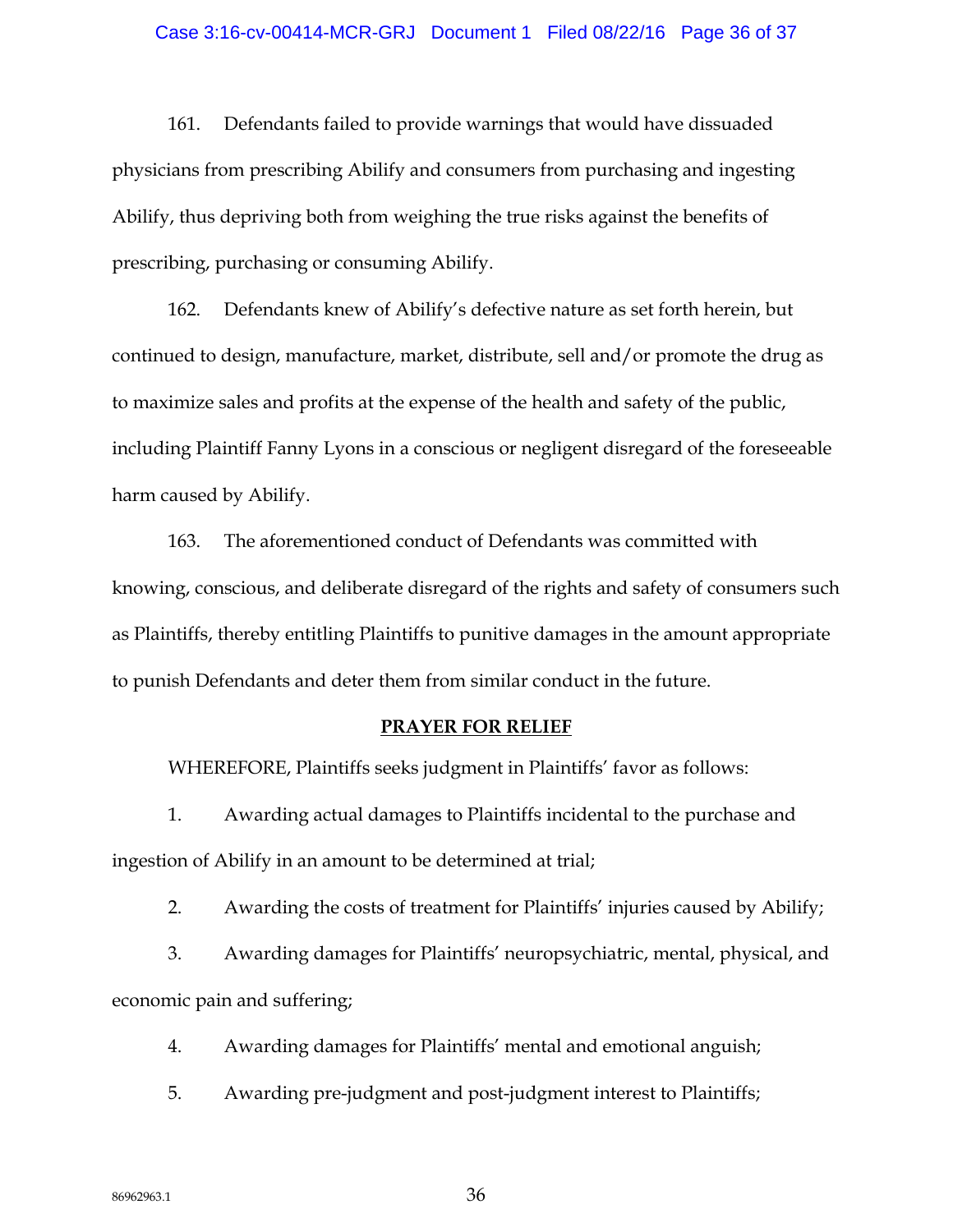161. Defendants failed to provide warnings that would have dissuaded physicians from prescribing Abilify and consumers from purchasing and ingesting Abilify, thus depriving both from weighing the true risks against the benefits of prescribing, purchasing or consuming Abilify.

162. Defendants knew of Abilify's defective nature as set forth herein, but continued to design, manufacture, market, distribute, sell and/or promote the drug as to maximize sales and profits at the expense of the health and safety of the public, including Plaintiff Fanny Lyons in a conscious or negligent disregard of the foreseeable harm caused by Abilify.

163. The aforementioned conduct of Defendants was committed with knowing, conscious, and deliberate disregard of the rights and safety of consumers such as Plaintiffs, thereby entitling Plaintiffs to punitive damages in the amount appropriate to punish Defendants and deter them from similar conduct in the future.

**PRAYER FOR RELIEF**

WHEREFORE, Plaintiffs seeks judgment in Plaintiffs' favor as follows:

1. Awarding actual damages to Plaintiffs incidental to the purchase and ingestion of Abilify in an amount to be determined at trial;

2. Awarding the costs of treatment for Plaintiffs' injuries caused by Abilify;

3. Awarding damages for Plaintiffs' neuropsychiatric, mental, physical, and economic pain and suffering;

4. Awarding damages for Plaintiffs' mental and emotional anguish;

5. Awarding pre-judgment and post-judgment interest to Plaintiffs;

86962963.1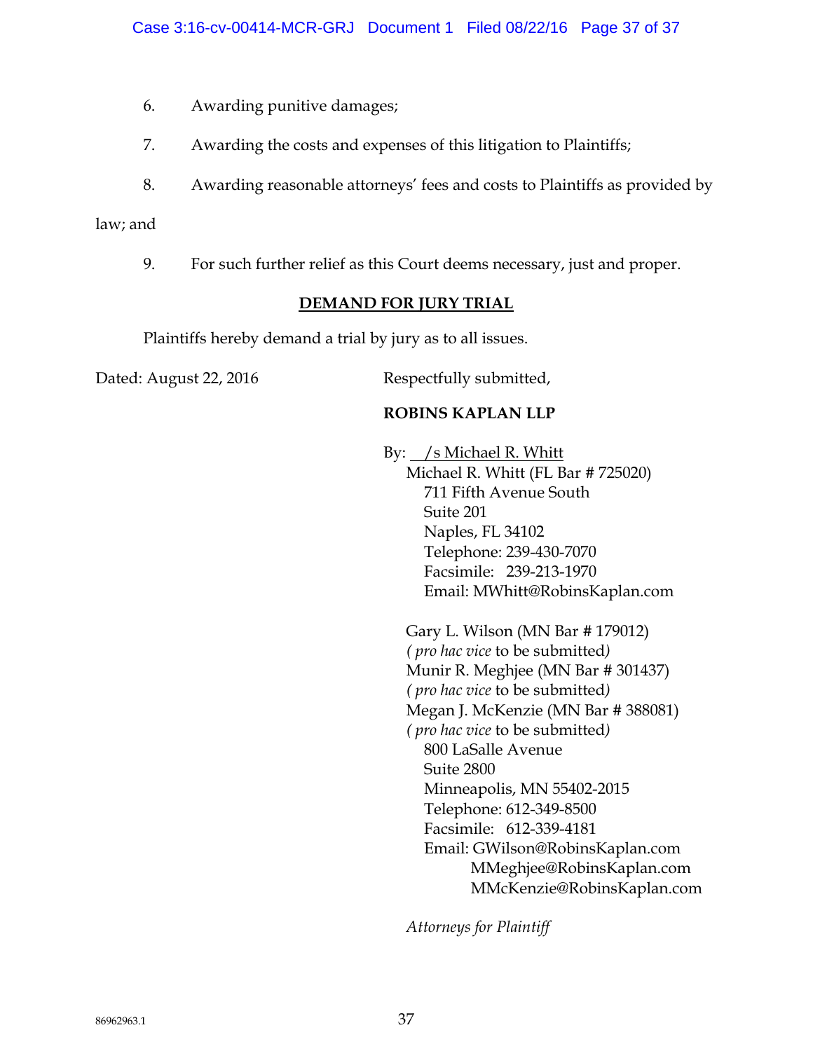6. Awarding punitive damages;

7. Awarding the costs and expenses of this litigation to Plaintiffs;

8. Awarding reasonable attorneys' fees and costs to Plaintiffs as provided by law; and

9. For such further relief as this Court deems necessary, just and proper.

**DEMAND FOR JURY TRIAL**

Plaintiffs hereby demand a trial by jury as to all issues.

Dated: August 22, 2016

Respectfully submitted,

**ROBINS KAPLAN LLP**

By: /s Michael R. Whitt
Michael R. Whitt (FL Bar # 725020)
711 Fifth Avenue South
Suite 201
Naples, FL 34102
Telephone: 239-430-7070
Facsimile: 239-213-1970
Email: MWhitt@RobinsKaplan.com

Gary L. Wilson (MN Bar # 179012)
(*pro hac vice* to be submitted)
Munir R. Meghjee (MN Bar # 301437)
(*pro hac vice* to be submitted)
Megan J. McKenzie (MN Bar # 388081)
(*pro hac vice* to be submitted)
800 LaSalle Avenue
Suite 2800
Minneapolis, MN 55402-2015
Telephone: 612-349-8500
Facsimile: 612-339-4181
Email: GWilson@RobinsKaplan.com
MMeghjee@RobinsKaplan.com
MMcKenzie@RobinsKaplan.com

*Attorneys for Plaintiff*

86962963.1